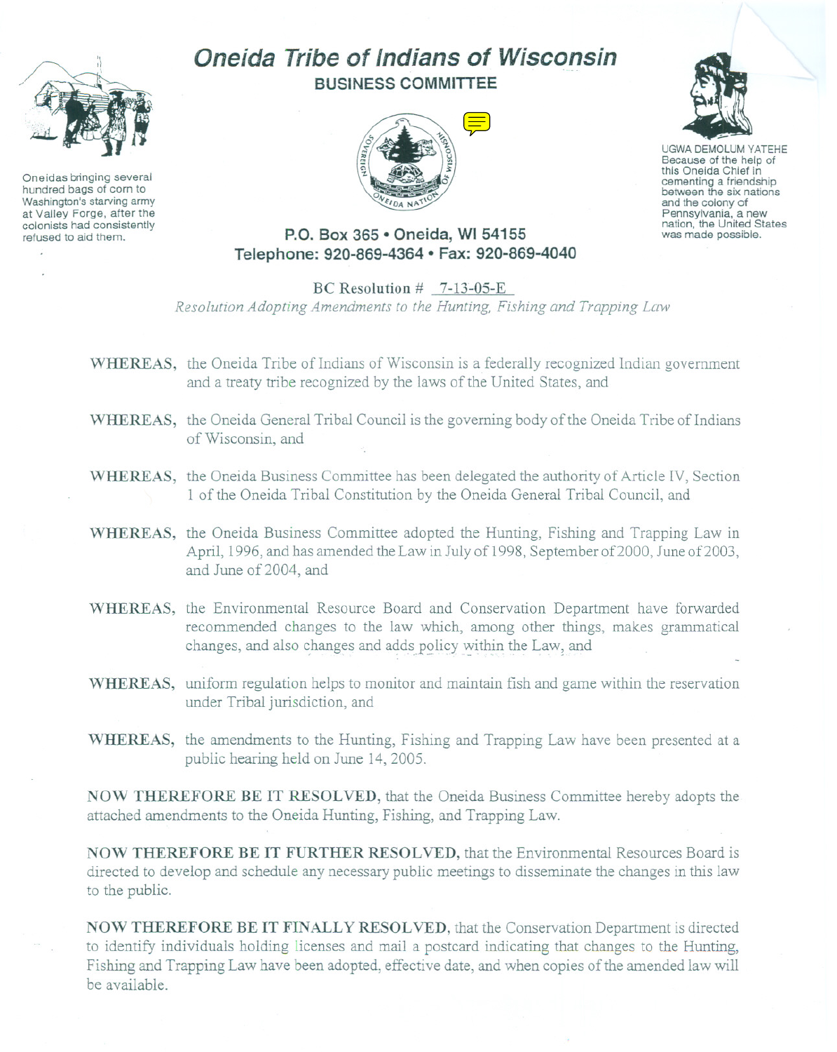# Oneida Tribe of Indians of Wisconsin

## BUSINESS COMMITTEE

Oneidas bringing several hundred bags of corn to Washington's starving army at Valley Forge, after the colonists had consistently refused to aid them.

UGWA DEMOLUM YATEHE
Because of the help of this Oneida Chief in cementing a friendship between the six nations and the colony of Pennsylvania, a new nation, the United States was made possible.

**P.O. Box 365 • Oneida, WI 54155**
**Telephone: 920-869-4364 • Fax: 920-869-4040**

BC Resolution # 7-13-05-E

*Resolution Adopting Amendments to the Hunting, Fishing and Trapping Law*

**WHEREAS,** the Oneida Tribe of Indians of Wisconsin is a federally recognized Indian government and a treaty tribe recognized by the laws of the United States, and

**WHEREAS,** the Oneida General Tribal Council is the governing body of the Oneida Tribe of Indians of Wisconsin, and

**WHEREAS,** the Oneida Business Committee has been delegated the authority of Article IV, Section 1 of the Oneida Tribal Constitution by the Oneida General Tribal Council, and

**WHEREAS,** the Oneida Business Committee adopted the Hunting, Fishing and Trapping Law in April, 1996, and has amended the Law in July of 1998, September of 2000, June of 2003, and June of 2004, and

**WHEREAS,** the Environmental Resource Board and Conservation Department have forwarded recommended changes to the law which, among other things, makes grammatical changes, and also changes and adds policy within the Law, and

**WHEREAS,** uniform regulation helps to monitor and maintain fish and game within the reservation under Tribal jurisdiction, and

**WHEREAS,** the amendments to the Hunting, Fishing and Trapping Law have been presented at a public hearing held on June 14, 2005.

**NOW THEREFORE BE IT RESOLVED,** that the Oneida Business Committee hereby adopts the attached amendments to the Oneida Hunting, Fishing, and Trapping Law.

**NOW THEREFORE BE IT FURTHER RESOLVED,** that the Environmental Resources Board is directed to develop and schedule any necessary public meetings to disseminate the changes in this law to the public.

**NOW THEREFORE BE IT FINALLY RESOLVED,** that the Conservation Department is directed to identify individuals holding licenses and mail a postcard indicating that changes to the Hunting, Fishing and Trapping Law have been adopted, effective date, and when copies of the amended law will be available.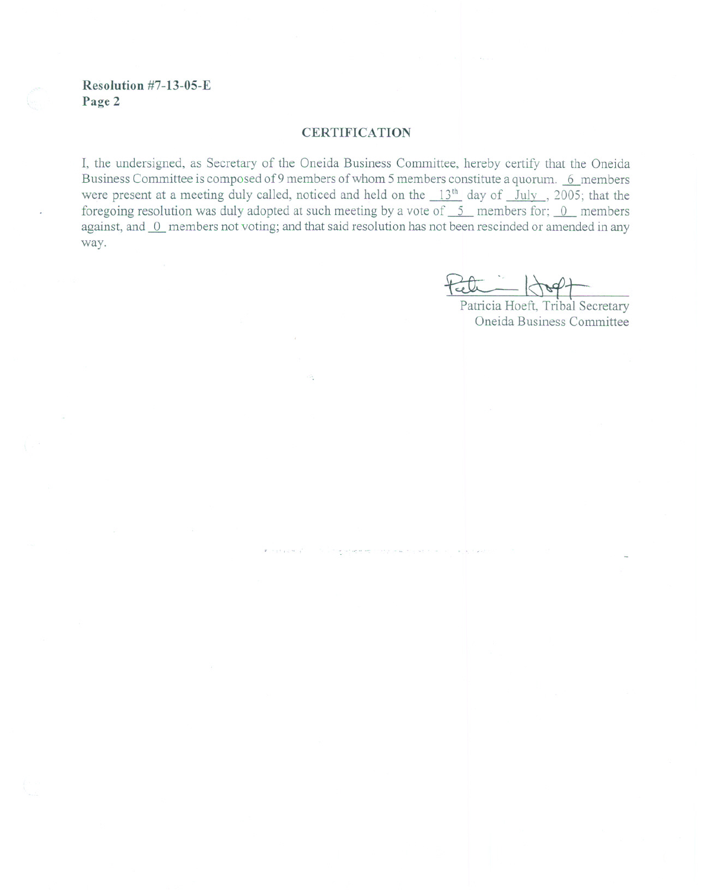Resolution #7-13-05-E
Page 2

## CERTIFICATION

I, the undersigned, as Secretary of the Oneida Business Committee, hereby certify that the Oneida Business Committee is composed of 9 members of whom 5 members constitute a quorum. 6 members were present at a meeting duly called, noticed and held on the 13th day of July, 2005; that the foregoing resolution was duly adopted at such meeting by a vote of 5 members for; 0 members against, and 0 members not voting; and that said resolution has not been rescinded or amended in any way.

Patricia Hoeft, Tribal Secretary
Oneida Business Committee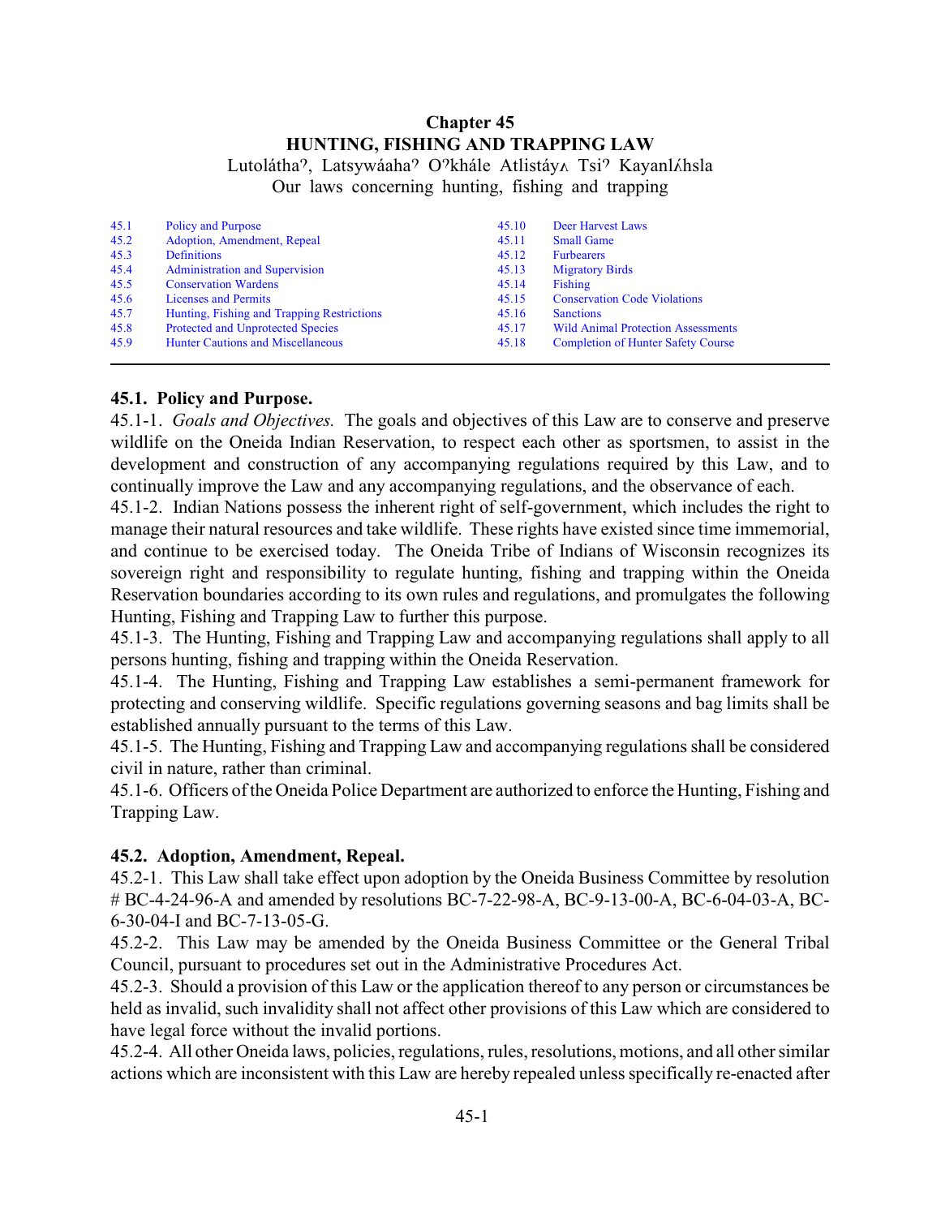# Chapter 45
# HUNTING, FISHING AND TRAPPING LAW

Lutoláthaˀ, Latsywáahaˀ Oˀkhále Atlistáyʌ Tsiˀ Kayanlʌ́hsla
Our laws concerning hunting, fishing and trapping

| | | | |
|---|---|---|---|
| 45.1 | Policy and Purpose | 45.10 | Deer Harvest Laws |
| 45.2 | Adoption, Amendment, Repeal | 45.11 | Small Game |
| 45.3 | Definitions | 45.12 | Furbearers |
| 45.4 | Administration and Supervision | 45.13 | Migratory Birds |
| 45.5 | Conservation Wardens | 45.14 | Fishing |
| 45.6 | Licenses and Permits | 45.15 | Conservation Code Violations |
| 45.7 | Hunting, Fishing and Trapping Restrictions | 45.16 | Sanctions |
| 45.8 | Protected and Unprotected Species | 45.17 | Wild Animal Protection Assessments |
| 45.9 | Hunter Cautions and Miscellaneous | 45.18 | Completion of Hunter Safety Course |

---

**45.1. Policy and Purpose.**

45.1-1. *Goals and Objectives.* The goals and objectives of this Law are to conserve and preserve wildlife on the Oneida Indian Reservation, to respect each other as sportsmen, to assist in the development and construction of any accompanying regulations required by this Law, and to continually improve the Law and any accompanying regulations, and the observance of each.

45.1-2. Indian Nations possess the inherent right of self-government, which includes the right to manage their natural resources and take wildlife. These rights have existed since time immemorial, and continue to be exercised today. The Oneida Tribe of Indians of Wisconsin recognizes its sovereign right and responsibility to regulate hunting, fishing and trapping within the Oneida Reservation boundaries according to its own rules and regulations, and promulgates the following Hunting, Fishing and Trapping Law to further this purpose.

45.1-3. The Hunting, Fishing and Trapping Law and accompanying regulations shall apply to all persons hunting, fishing and trapping within the Oneida Reservation.

45.1-4. The Hunting, Fishing and Trapping Law establishes a semi-permanent framework for protecting and conserving wildlife. Specific regulations governing seasons and bag limits shall be established annually pursuant to the terms of this Law.

45.1-5. The Hunting, Fishing and Trapping Law and accompanying regulations shall be considered civil in nature, rather than criminal.

45.1-6. Officers of the Oneida Police Department are authorized to enforce the Hunting, Fishing and Trapping Law.

**45.2. Adoption, Amendment, Repeal.**

45.2-1. This Law shall take effect upon adoption by the Oneida Business Committee by resolution # BC-4-24-96-A and amended by resolutions BC-7-22-98-A, BC-9-13-00-A, BC-6-04-03-A, BC-6-30-04-I and BC-7-13-05-G.

45.2-2. This Law may be amended by the Oneida Business Committee or the General Tribal Council, pursuant to procedures set out in the Administrative Procedures Act.

45.2-3. Should a provision of this Law or the application thereof to any person or circumstances be held as invalid, such invalidity shall not affect other provisions of this Law which are considered to have legal force without the invalid portions.

45.2-4. All other Oneida laws, policies, regulations, rules, resolutions, motions, and all other similar actions which are inconsistent with this Law are hereby repealed unless specifically re-enacted after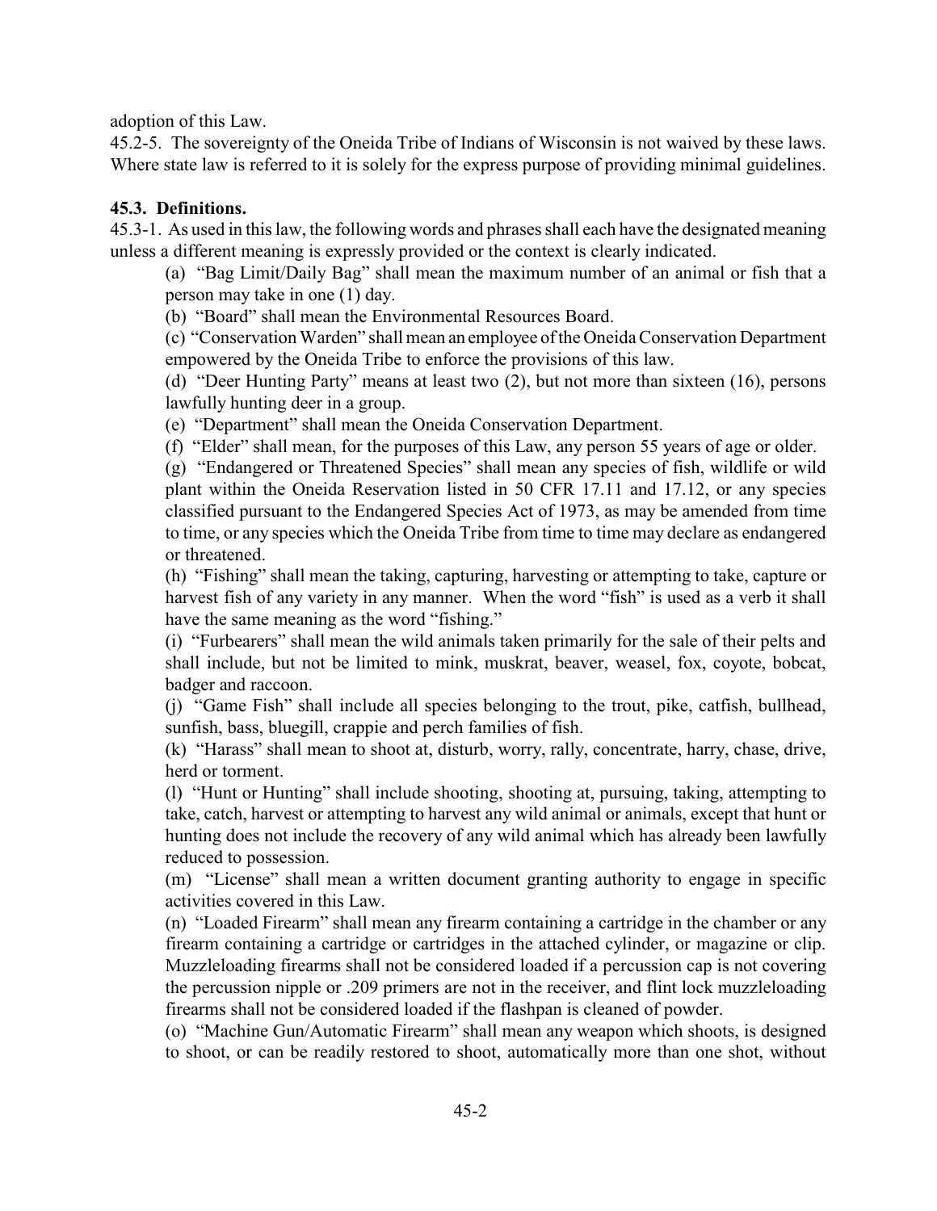adoption of this Law.

45.2-5. The sovereignty of the Oneida Tribe of Indians of Wisconsin is not waived by these laws. Where state law is referred to it is solely for the express purpose of providing minimal guidelines.

### 45.3. Definitions.

45.3-1. As used in this law, the following words and phrases shall each have the designated meaning unless a different meaning is expressly provided or the context is clearly indicated.

(a) "Bag Limit/Daily Bag" shall mean the maximum number of an animal or fish that a person may take in one (1) day.

(b) "Board" shall mean the Environmental Resources Board.

(c) "Conservation Warden" shall mean an employee of the Oneida Conservation Department empowered by the Oneida Tribe to enforce the provisions of this law.

(d) "Deer Hunting Party" means at least two (2), but not more than sixteen (16), persons lawfully hunting deer in a group.

(e) "Department" shall mean the Oneida Conservation Department.

(f) "Elder" shall mean, for the purposes of this Law, any person 55 years of age or older.

(g) "Endangered or Threatened Species" shall mean any species of fish, wildlife or wild plant within the Oneida Reservation listed in 50 CFR 17.11 and 17.12, or any species classified pursuant to the Endangered Species Act of 1973, as may be amended from time to time, or any species which the Oneida Tribe from time to time may declare as endangered or threatened.

(h) "Fishing" shall mean the taking, capturing, harvesting or attempting to take, capture or harvest fish of any variety in any manner. When the word "fish" is used as a verb it shall have the same meaning as the word "fishing."

(i) "Furbearers" shall mean the wild animals taken primarily for the sale of their pelts and shall include, but not be limited to mink, muskrat, beaver, weasel, fox, coyote, bobcat, badger and raccoon.

(j) "Game Fish" shall include all species belonging to the trout, pike, catfish, bullhead, sunfish, bass, bluegill, crappie and perch families of fish.

(k) "Harass" shall mean to shoot at, disturb, worry, rally, concentrate, harry, chase, drive, herd or torment.

(l) "Hunt or Hunting" shall include shooting, shooting at, pursuing, taking, attempting to take, catch, harvest or attempting to harvest any wild animal or animals, except that hunt or hunting does not include the recovery of any wild animal which has already been lawfully reduced to possession.

(m) "License" shall mean a written document granting authority to engage in specific activities covered in this Law.

(n) "Loaded Firearm" shall mean any firearm containing a cartridge in the chamber or any firearm containing a cartridge or cartridges in the attached cylinder, or magazine or clip. Muzzleloading firearms shall not be considered loaded if a percussion cap is not covering the percussion nipple or .209 primers are not in the receiver, and flint lock muzzleloading firearms shall not be considered loaded if the flashpan is cleaned of powder.

(o) "Machine Gun/Automatic Firearm" shall mean any weapon which shoots, is designed to shoot, or can be readily restored to shoot, automatically more than one shot, without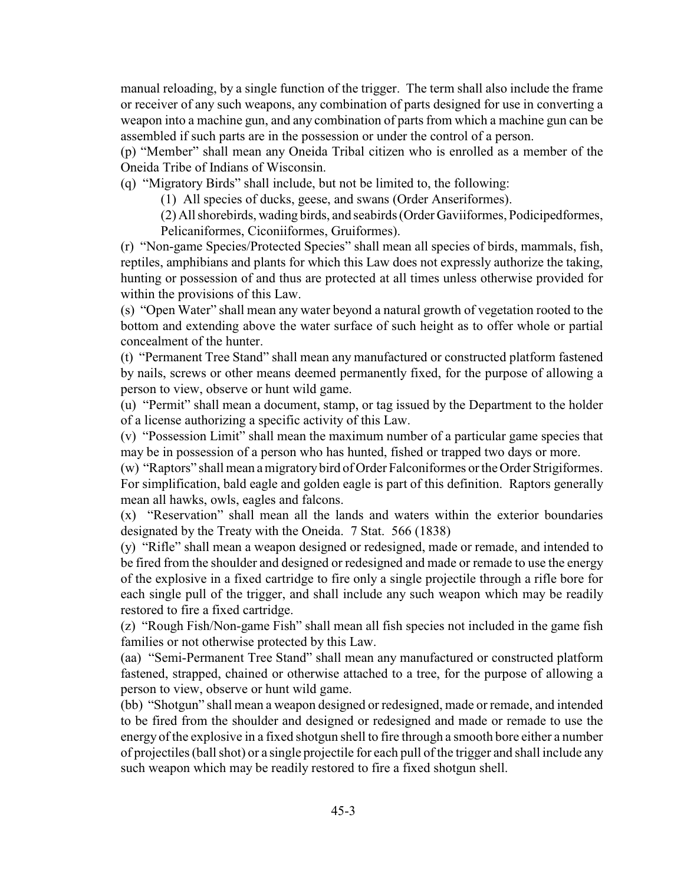manual reloading, by a single function of the trigger. The term shall also include the frame or receiver of any such weapons, any combination of parts designed for use in converting a weapon into a machine gun, and any combination of parts from which a machine gun can be assembled if such parts are in the possession or under the control of a person.

(p) "Member" shall mean any Oneida Tribal citizen who is enrolled as a member of the Oneida Tribe of Indians of Wisconsin.

(q) "Migratory Birds" shall include, but not be limited to, the following:

(1) All species of ducks, geese, and swans (Order Anseriformes).

(2) All shorebirds, wading birds, and seabirds (Order Gaviiformes, Podicipedformes, Pelicaniformes, Ciconiiformes, Gruiformes).

(r) "Non-game Species/Protected Species" shall mean all species of birds, mammals, fish, reptiles, amphibians and plants for which this Law does not expressly authorize the taking, hunting or possession of and thus are protected at all times unless otherwise provided for within the provisions of this Law.

(s) "Open Water" shall mean any water beyond a natural growth of vegetation rooted to the bottom and extending above the water surface of such height as to offer whole or partial concealment of the hunter.

(t) "Permanent Tree Stand" shall mean any manufactured or constructed platform fastened by nails, screws or other means deemed permanently fixed, for the purpose of allowing a person to view, observe or hunt wild game.

(u) "Permit" shall mean a document, stamp, or tag issued by the Department to the holder of a license authorizing a specific activity of this Law.

(v) "Possession Limit" shall mean the maximum number of a particular game species that may be in possession of a person who has hunted, fished or trapped two days or more.

(w) "Raptors" shall mean a migratory bird of Order Falconiformes or the Order Strigiformes. For simplification, bald eagle and golden eagle is part of this definition. Raptors generally mean all hawks, owls, eagles and falcons.

(x) "Reservation" shall mean all the lands and waters within the exterior boundaries designated by the Treaty with the Oneida. 7 Stat. 566 (1838)

(y) "Rifle" shall mean a weapon designed or redesigned, made or remade, and intended to be fired from the shoulder and designed or redesigned and made or remade to use the energy of the explosive in a fixed cartridge to fire only a single projectile through a rifle bore for each single pull of the trigger, and shall include any such weapon which may be readily restored to fire a fixed cartridge.

(z) "Rough Fish/Non-game Fish" shall mean all fish species not included in the game fish families or not otherwise protected by this Law.

(aa) "Semi-Permanent Tree Stand" shall mean any manufactured or constructed platform fastened, strapped, chained or otherwise attached to a tree, for the purpose of allowing a person to view, observe or hunt wild game.

(bb) "Shotgun" shall mean a weapon designed or redesigned, made or remade, and intended to be fired from the shoulder and designed or redesigned and made or remade to use the energy of the explosive in a fixed shotgun shell to fire through a smooth bore either a number of projectiles (ball shot) or a single projectile for each pull of the trigger and shall include any such weapon which may be readily restored to fire a fixed shotgun shell.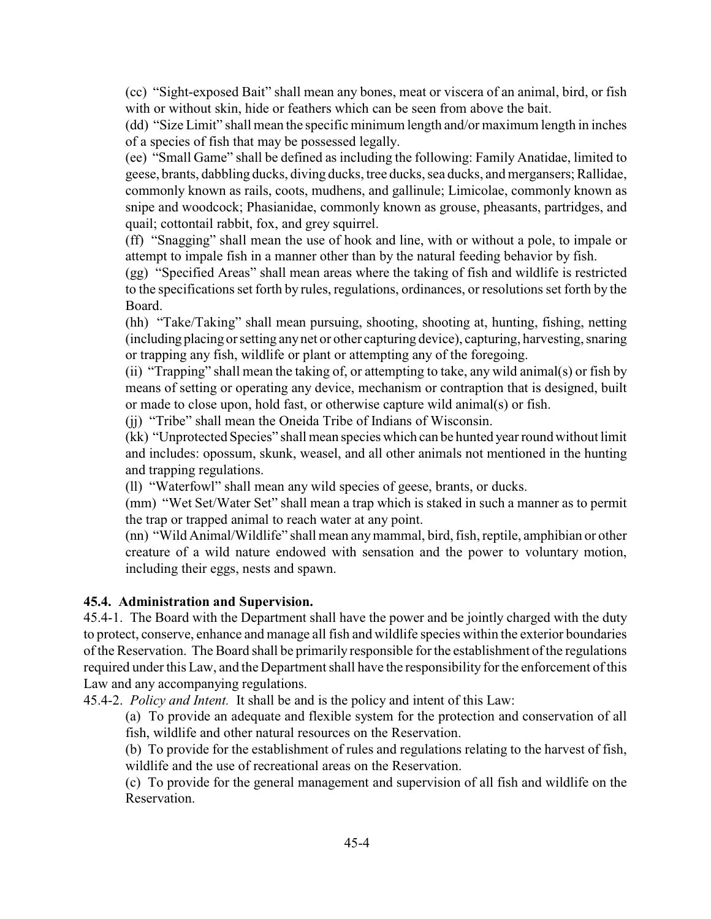(cc) "Sight-exposed Bait" shall mean any bones, meat or viscera of an animal, bird, or fish with or without skin, hide or feathers which can be seen from above the bait.

(dd) "Size Limit" shall mean the specific minimum length and/or maximum length in inches of a species of fish that may be possessed legally.

(ee) "Small Game" shall be defined as including the following: Family Anatidae, limited to geese, brants, dabbling ducks, diving ducks, tree ducks, sea ducks, and mergansers; Rallidae, commonly known as rails, coots, mudhens, and gallinule; Limicolae, commonly known as snipe and woodcock; Phasianidae, commonly known as grouse, pheasants, partridges, and quail; cottontail rabbit, fox, and grey squirrel.

(ff) "Snagging" shall mean the use of hook and line, with or without a pole, to impale or attempt to impale fish in a manner other than by the natural feeding behavior by fish.

(gg) "Specified Areas" shall mean areas where the taking of fish and wildlife is restricted to the specifications set forth by rules, regulations, ordinances, or resolutions set forth by the Board.

(hh) "Take/Taking" shall mean pursuing, shooting, shooting at, hunting, fishing, netting (including placing or setting any net or other capturing device), capturing, harvesting, snaring or trapping any fish, wildlife or plant or attempting any of the foregoing.

(ii) "Trapping" shall mean the taking of, or attempting to take, any wild animal(s) or fish by means of setting or operating any device, mechanism or contraption that is designed, built or made to close upon, hold fast, or otherwise capture wild animal(s) or fish.

(jj) "Tribe" shall mean the Oneida Tribe of Indians of Wisconsin.

(kk) "Unprotected Species" shall mean species which can be hunted year round without limit and includes: opossum, skunk, weasel, and all other animals not mentioned in the hunting and trapping regulations.

(ll) "Waterfowl" shall mean any wild species of geese, brants, or ducks.

(mm) "Wet Set/Water Set" shall mean a trap which is staked in such a manner as to permit the trap or trapped animal to reach water at any point.

(nn) "Wild Animal/Wildlife" shall mean any mammal, bird, fish, reptile, amphibian or other creature of a wild nature endowed with sensation and the power to voluntary motion, including their eggs, nests and spawn.

**45.4. Administration and Supervision.**

45.4-1. The Board with the Department shall have the power and be jointly charged with the duty to protect, conserve, enhance and manage all fish and wildlife species within the exterior boundaries of the Reservation. The Board shall be primarily responsible for the establishment of the regulations required under this Law, and the Department shall have the responsibility for the enforcement of this Law and any accompanying regulations.

45.4-2. *Policy and Intent.* It shall be and is the policy and intent of this Law:

(a) To provide an adequate and flexible system for the protection and conservation of all fish, wildlife and other natural resources on the Reservation.

(b) To provide for the establishment of rules and regulations relating to the harvest of fish, wildlife and the use of recreational areas on the Reservation.

(c) To provide for the general management and supervision of all fish and wildlife on the Reservation.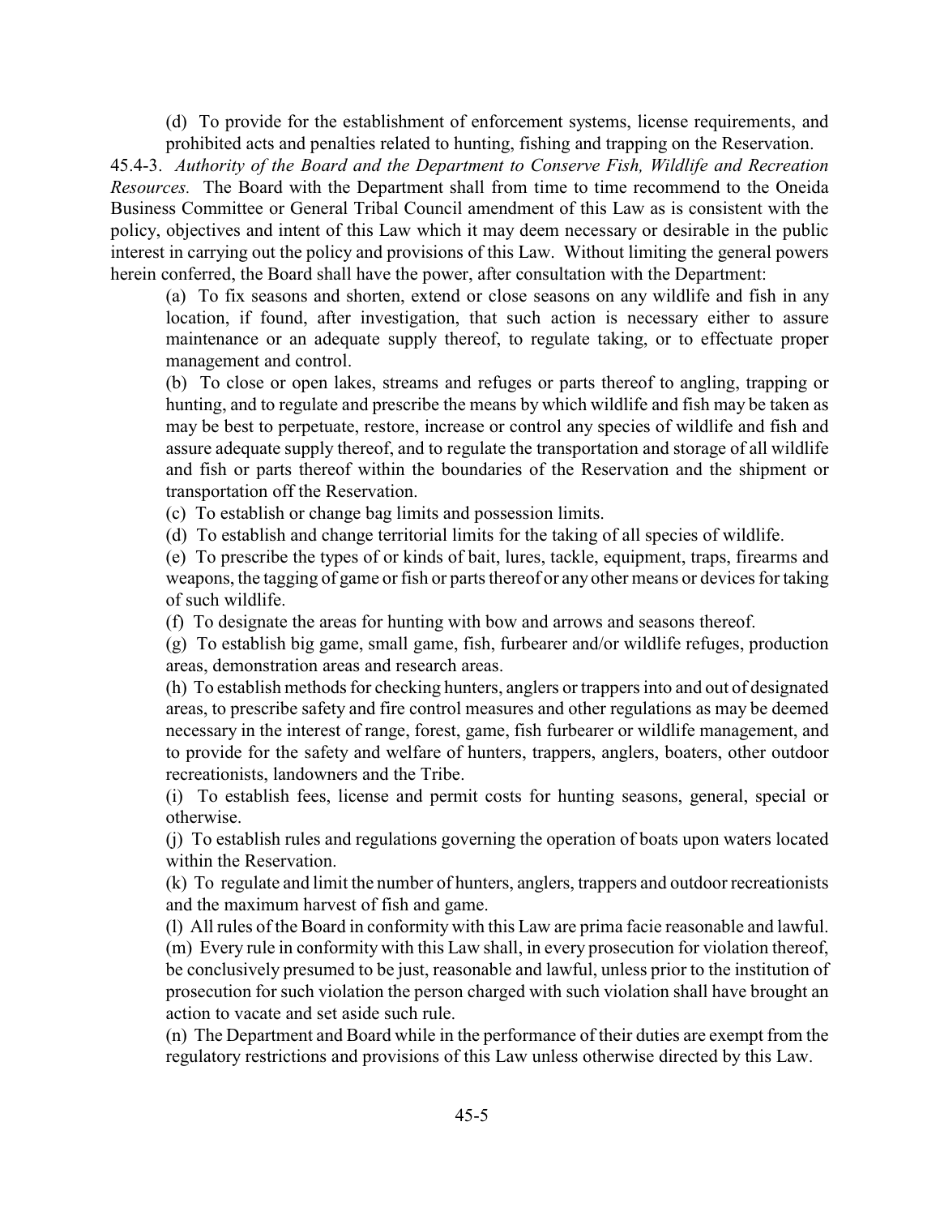(d) To provide for the establishment of enforcement systems, license requirements, and prohibited acts and penalties related to hunting, fishing and trapping on the Reservation.

45.4-3. *Authority of the Board and the Department to Conserve Fish, Wildlife and Recreation Resources.* The Board with the Department shall from time to time recommend to the Oneida Business Committee or General Tribal Council amendment of this Law as is consistent with the policy, objectives and intent of this Law which it may deem necessary or desirable in the public interest in carrying out the policy and provisions of this Law. Without limiting the general powers herein conferred, the Board shall have the power, after consultation with the Department:

(a) To fix seasons and shorten, extend or close seasons on any wildlife and fish in any location, if found, after investigation, that such action is necessary either to assure maintenance or an adequate supply thereof, to regulate taking, or to effectuate proper management and control.

(b) To close or open lakes, streams and refuges or parts thereof to angling, trapping or hunting, and to regulate and prescribe the means by which wildlife and fish may be taken as may be best to perpetuate, restore, increase or control any species of wildlife and fish and assure adequate supply thereof, and to regulate the transportation and storage of all wildlife and fish or parts thereof within the boundaries of the Reservation and the shipment or transportation off the Reservation.

(c) To establish or change bag limits and possession limits.

(d) To establish and change territorial limits for the taking of all species of wildlife.

(e) To prescribe the types of or kinds of bait, lures, tackle, equipment, traps, firearms and weapons, the tagging of game or fish or parts thereof or any other means or devices for taking of such wildlife.

(f) To designate the areas for hunting with bow and arrows and seasons thereof.

(g) To establish big game, small game, fish, furbearer and/or wildlife refuges, production areas, demonstration areas and research areas.

(h) To establish methods for checking hunters, anglers or trappers into and out of designated areas, to prescribe safety and fire control measures and other regulations as may be deemed necessary in the interest of range, forest, game, fish furbearer or wildlife management, and to provide for the safety and welfare of hunters, trappers, anglers, boaters, other outdoor recreationists, landowners and the Tribe.

(i) To establish fees, license and permit costs for hunting seasons, general, special or otherwise.

(j) To establish rules and regulations governing the operation of boats upon waters located within the Reservation.

(k) To regulate and limit the number of hunters, anglers, trappers and outdoor recreationists and the maximum harvest of fish and game.

(l) All rules of the Board in conformity with this Law are prima facie reasonable and lawful.

(m) Every rule in conformity with this Law shall, in every prosecution for violation thereof, be conclusively presumed to be just, reasonable and lawful, unless prior to the institution of prosecution for such violation the person charged with such violation shall have brought an action to vacate and set aside such rule.

(n) The Department and Board while in the performance of their duties are exempt from the regulatory restrictions and provisions of this Law unless otherwise directed by this Law.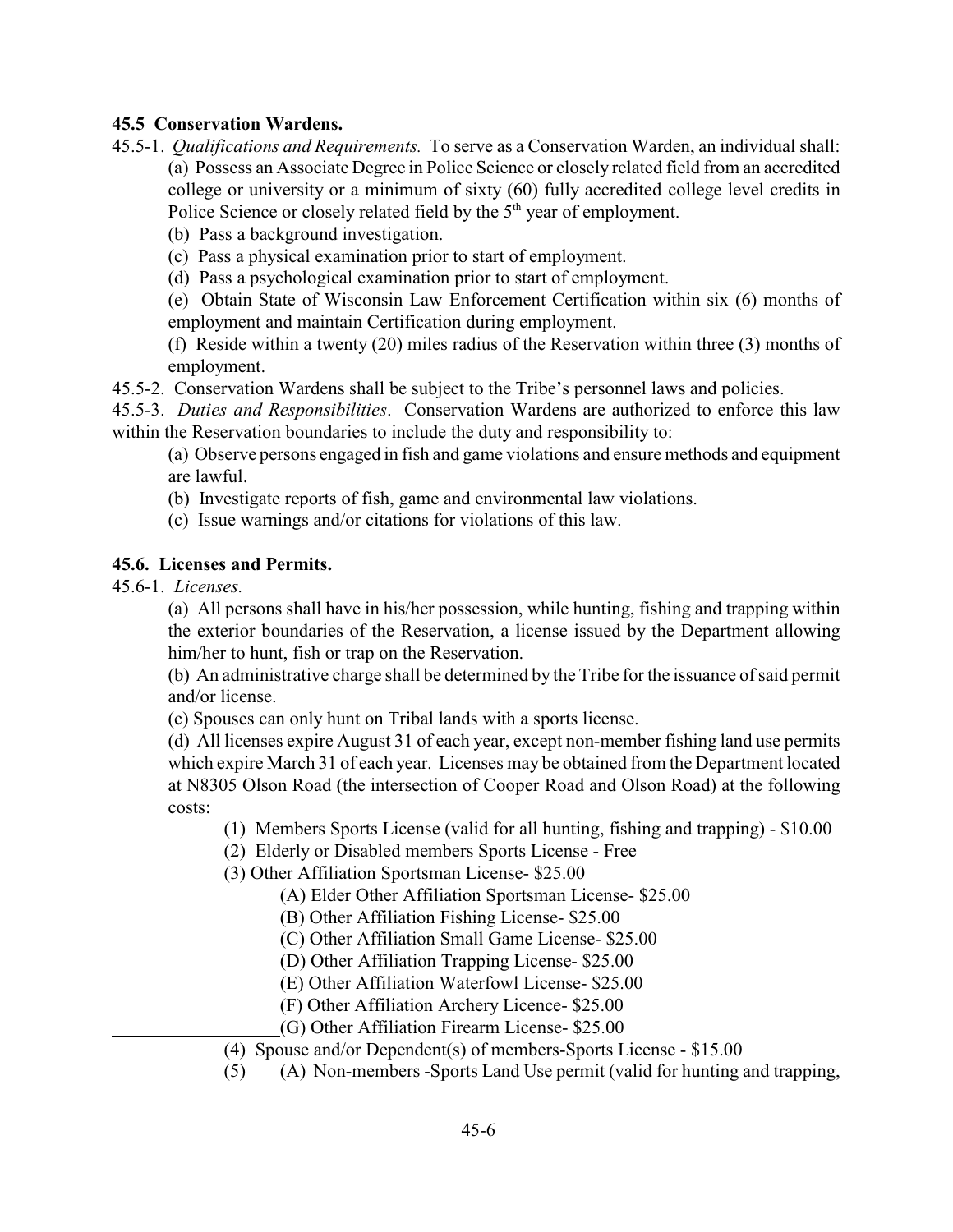**45.5 Conservation Wardens.**

45.5-1. *Qualifications and Requirements.* To serve as a Conservation Warden, an individual shall:

(a) Possess an Associate Degree in Police Science or closely related field from an accredited college or university or a minimum of sixty (60) fully accredited college level credits in Police Science or closely related field by the 5th year of employment.

(b) Pass a background investigation.

(c) Pass a physical examination prior to start of employment.

(d) Pass a psychological examination prior to start of employment.

(e) Obtain State of Wisconsin Law Enforcement Certification within six (6) months of employment and maintain Certification during employment.

(f) Reside within a twenty (20) miles radius of the Reservation within three (3) months of employment.

45.5-2. Conservation Wardens shall be subject to the Tribe's personnel laws and policies.

45.5-3. *Duties and Responsibilities*. Conservation Wardens are authorized to enforce this law within the Reservation boundaries to include the duty and responsibility to:

(a) Observe persons engaged in fish and game violations and ensure methods and equipment are lawful.

(b) Investigate reports of fish, game and environmental law violations.

(c) Issue warnings and/or citations for violations of this law.

**45.6. Licenses and Permits.**

45.6-1. *Licenses.*

(a) All persons shall have in his/her possession, while hunting, fishing and trapping within the exterior boundaries of the Reservation, a license issued by the Department allowing him/her to hunt, fish or trap on the Reservation.

(b) An administrative charge shall be determined by the Tribe for the issuance of said permit and/or license.

(c) Spouses can only hunt on Tribal lands with a sports license.

(d) All licenses expire August 31 of each year, except non-member fishing land use permits which expire March 31 of each year. Licenses may be obtained from the Department located at N8305 Olson Road (the intersection of Cooper Road and Olson Road) at the following costs:

(1) Members Sports License (valid for all hunting, fishing and trapping) - $10.00

(2) Elderly or Disabled members Sports License - Free

(3) Other Affiliation Sportsman License- $25.00

(A) Elder Other Affiliation Sportsman License- $25.00

(B) Other Affiliation Fishing License- $25.00

(C) Other Affiliation Small Game License- $25.00

(D) Other Affiliation Trapping License- $25.00

(E) Other Affiliation Waterfowl License- $25.00

(F) Other Affiliation Archery Licence- $25.00

(G) Other Affiliation Firearm License- $25.00

(4) Spouse and/or Dependent(s) of members-Sports License - $15.00

(5) (A) Non-members -Sports Land Use permit (valid for hunting and trapping,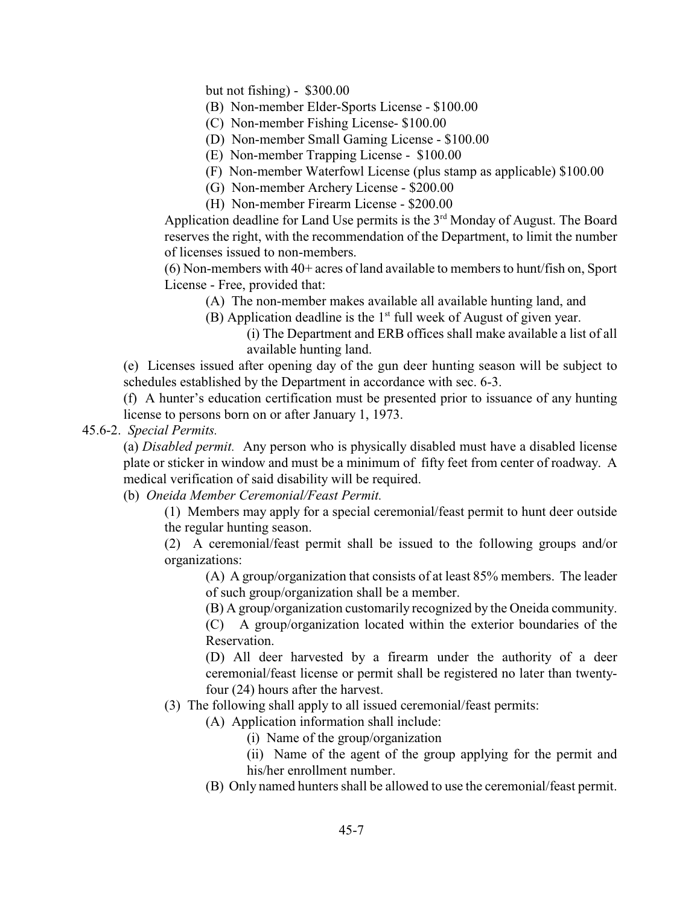but not fishing) - $300.00

(B) Non-member Elder-Sports License - $100.00

(C) Non-member Fishing License- $100.00

(D) Non-member Small Gaming License - $100.00

(E) Non-member Trapping License - $100.00

(F) Non-member Waterfowl License (plus stamp as applicable) $100.00

(G) Non-member Archery License - $200.00

(H) Non-member Firearm License - $200.00

Application deadline for Land Use permits is the 3rd Monday of August. The Board reserves the right, with the recommendation of the Department, to limit the number of licenses issued to non-members.

(6) Non-members with 40+ acres of land available to members to hunt/fish on, Sport License - Free, provided that:

(A) The non-member makes available all available hunting land, and

(B) Application deadline is the 1st full week of August of given year.

(i) The Department and ERB offices shall make available a list of all available hunting land.

(e) Licenses issued after opening day of the gun deer hunting season will be subject to schedules established by the Department in accordance with sec. 6-3.

(f) A hunter's education certification must be presented prior to issuance of any hunting license to persons born on or after January 1, 1973.

45.6-2. *Special Permits.*

(a) *Disabled permit.* Any person who is physically disabled must have a disabled license plate or sticker in window and must be a minimum of fifty feet from center of roadway. A medical verification of said disability will be required.

(b) *Oneida Member Ceremonial/Feast Permit.*

(1) Members may apply for a special ceremonial/feast permit to hunt deer outside the regular hunting season.

(2) A ceremonial/feast permit shall be issued to the following groups and/or organizations:

(A) A group/organization that consists of at least 85% members. The leader of such group/organization shall be a member.

(B) A group/organization customarily recognized by the Oneida community.

(C) A group/organization located within the exterior boundaries of the Reservation.

(D) All deer harvested by a firearm under the authority of a deer ceremonial/feast license or permit shall be registered no later than twenty-four (24) hours after the harvest.

(3) The following shall apply to all issued ceremonial/feast permits:

(A) Application information shall include:

(i) Name of the group/organization

(ii) Name of the agent of the group applying for the permit and his/her enrollment number.

(B) Only named hunters shall be allowed to use the ceremonial/feast permit.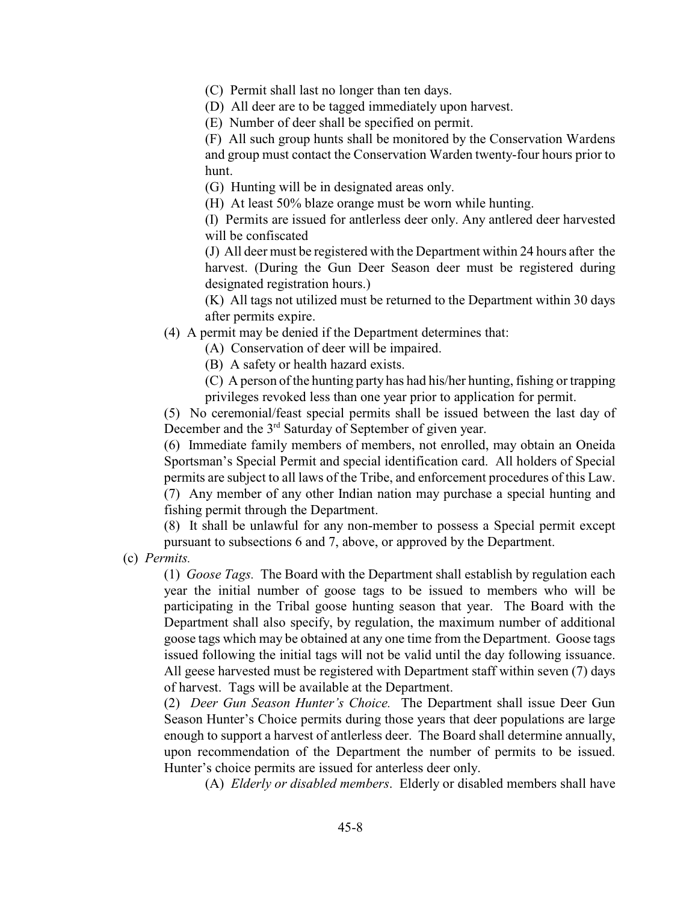(C) Permit shall last no longer than ten days.

(D) All deer are to be tagged immediately upon harvest.

(E) Number of deer shall be specified on permit.

(F) All such group hunts shall be monitored by the Conservation Wardens and group must contact the Conservation Warden twenty-four hours prior to hunt.

(G) Hunting will be in designated areas only.

(H) At least 50% blaze orange must be worn while hunting.

(I) Permits are issued for antlerless deer only. Any antlered deer harvested will be confiscated

(J) All deer must be registered with the Department within 24 hours after the harvest. (During the Gun Deer Season deer must be registered during designated registration hours.)

(K) All tags not utilized must be returned to the Department within 30 days after permits expire.

(4) A permit may be denied if the Department determines that:

(A) Conservation of deer will be impaired.

(B) A safety or health hazard exists.

(C) A person of the hunting party has had his/her hunting, fishing or trapping privileges revoked less than one year prior to application for permit.

(5) No ceremonial/feast special permits shall be issued between the last day of December and the 3rd Saturday of September of given year.

(6) Immediate family members of members, not enrolled, may obtain an Oneida Sportsman's Special Permit and special identification card. All holders of Special permits are subject to all laws of the Tribe, and enforcement procedures of this Law.

(7) Any member of any other Indian nation may purchase a special hunting and fishing permit through the Department.

(8) It shall be unlawful for any non-member to possess a Special permit except pursuant to subsections 6 and 7, above, or approved by the Department.

(c) *Permits.*

(1) *Goose Tags.* The Board with the Department shall establish by regulation each year the initial number of goose tags to be issued to members who will be participating in the Tribal goose hunting season that year. The Board with the Department shall also specify, by regulation, the maximum number of additional goose tags which may be obtained at any one time from the Department. Goose tags issued following the initial tags will not be valid until the day following issuance. All geese harvested must be registered with Department staff within seven (7) days of harvest. Tags will be available at the Department.

(2) *Deer Gun Season Hunter's Choice.* The Department shall issue Deer Gun Season Hunter's Choice permits during those years that deer populations are large enough to support a harvest of antlerless deer. The Board shall determine annually, upon recommendation of the Department the number of permits to be issued. Hunter's choice permits are issued for anterless deer only.

(A) *Elderly or disabled members*. Elderly or disabled members shall have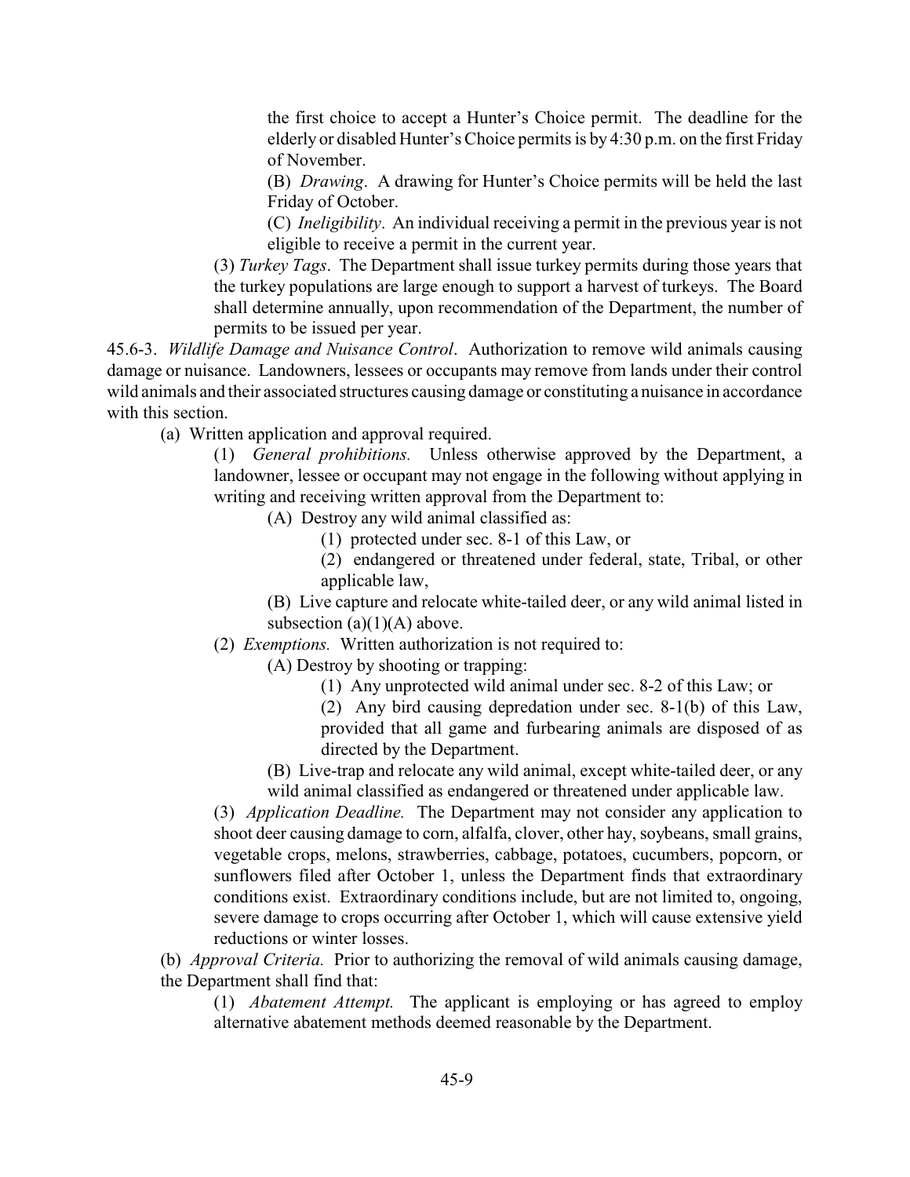the first choice to accept a Hunter's Choice permit. The deadline for the elderly or disabled Hunter's Choice permits is by 4:30 p.m. on the first Friday of November.

(B) *Drawing*. A drawing for Hunter's Choice permits will be held the last Friday of October.

(C) *Ineligibility*. An individual receiving a permit in the previous year is not eligible to receive a permit in the current year.

(3) *Turkey Tags*. The Department shall issue turkey permits during those years that the turkey populations are large enough to support a harvest of turkeys. The Board shall determine annually, upon recommendation of the Department, the number of permits to be issued per year.

45.6-3. *Wildlife Damage and Nuisance Control*. Authorization to remove wild animals causing damage or nuisance. Landowners, lessees or occupants may remove from lands under their control wild animals and their associated structures causing damage or constituting a nuisance in accordance with this section.

(a) Written application and approval required.

(1) *General prohibitions.* Unless otherwise approved by the Department, a landowner, lessee or occupant may not engage in the following without applying in writing and receiving written approval from the Department to:

(A) Destroy any wild animal classified as:

(1) protected under sec. 8-1 of this Law, or

(2) endangered or threatened under federal, state, Tribal, or other applicable law,

(B) Live capture and relocate white-tailed deer, or any wild animal listed in subsection (a)(1)(A) above.

(2) *Exemptions.* Written authorization is not required to:

(A) Destroy by shooting or trapping:

(1) Any unprotected wild animal under sec. 8-2 of this Law; or

(2) Any bird causing depredation under sec. 8-1(b) of this Law, provided that all game and furbearing animals are disposed of as directed by the Department.

(B) Live-trap and relocate any wild animal, except white-tailed deer, or any wild animal classified as endangered or threatened under applicable law.

(3) *Application Deadline.* The Department may not consider any application to shoot deer causing damage to corn, alfalfa, clover, other hay, soybeans, small grains, vegetable crops, melons, strawberries, cabbage, potatoes, cucumbers, popcorn, or sunflowers filed after October 1, unless the Department finds that extraordinary conditions exist. Extraordinary conditions include, but are not limited to, ongoing, severe damage to crops occurring after October 1, which will cause extensive yield reductions or winter losses.

(b) *Approval Criteria.* Prior to authorizing the removal of wild animals causing damage, the Department shall find that:

(1) *Abatement Attempt.* The applicant is employing or has agreed to employ alternative abatement methods deemed reasonable by the Department.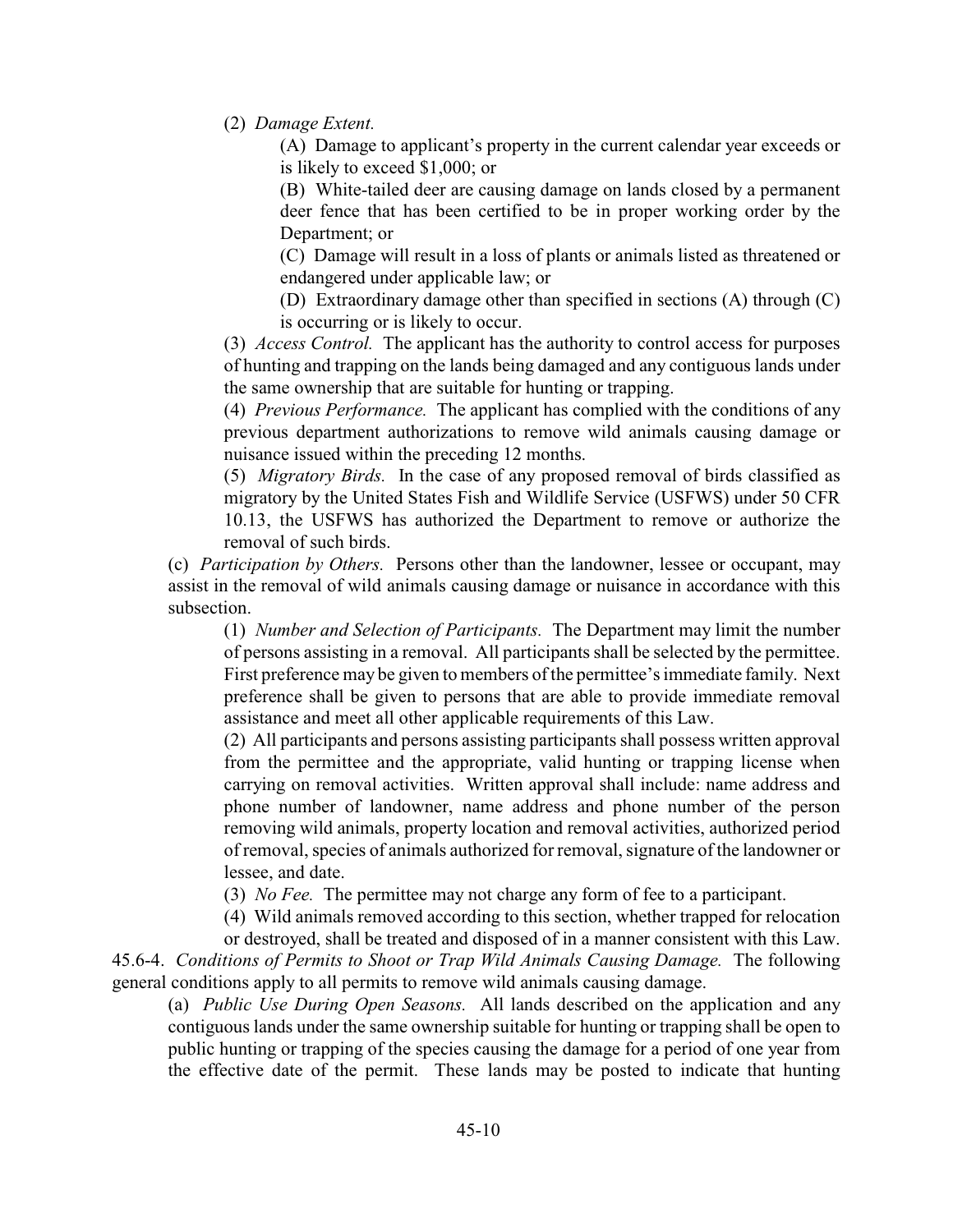(2) *Damage Extent.*

(A) Damage to applicant's property in the current calendar year exceeds or is likely to exceed $1,000; or

(B) White-tailed deer are causing damage on lands closed by a permanent deer fence that has been certified to be in proper working order by the Department; or

(C) Damage will result in a loss of plants or animals listed as threatened or endangered under applicable law; or

(D) Extraordinary damage other than specified in sections (A) through (C) is occurring or is likely to occur.

(3) *Access Control.* The applicant has the authority to control access for purposes of hunting and trapping on the lands being damaged and any contiguous lands under the same ownership that are suitable for hunting or trapping.

(4) *Previous Performance.* The applicant has complied with the conditions of any previous department authorizations to remove wild animals causing damage or nuisance issued within the preceding 12 months.

(5) *Migratory Birds.* In the case of any proposed removal of birds classified as migratory by the United States Fish and Wildlife Service (USFWS) under 50 CFR 10.13, the USFWS has authorized the Department to remove or authorize the removal of such birds.

(c) *Participation by Others.* Persons other than the landowner, lessee or occupant, may assist in the removal of wild animals causing damage or nuisance in accordance with this subsection.

(1) *Number and Selection of Participants.* The Department may limit the number of persons assisting in a removal. All participants shall be selected by the permittee. First preference may be given to members of the permittee's immediate family. Next preference shall be given to persons that are able to provide immediate removal assistance and meet all other applicable requirements of this Law.

(2) All participants and persons assisting participants shall possess written approval from the permittee and the appropriate, valid hunting or trapping license when carrying on removal activities. Written approval shall include: name address and phone number of landowner, name address and phone number of the person removing wild animals, property location and removal activities, authorized period of removal, species of animals authorized for removal, signature of the landowner or lessee, and date.

(3) *No Fee.* The permittee may not charge any form of fee to a participant.

(4) Wild animals removed according to this section, whether trapped for relocation or destroyed, shall be treated and disposed of in a manner consistent with this Law.

45.6-4. *Conditions of Permits to Shoot or Trap Wild Animals Causing Damage.* The following general conditions apply to all permits to remove wild animals causing damage.

(a) *Public Use During Open Seasons.* All lands described on the application and any contiguous lands under the same ownership suitable for hunting or trapping shall be open to public hunting or trapping of the species causing the damage for a period of one year from the effective date of the permit. These lands may be posted to indicate that hunting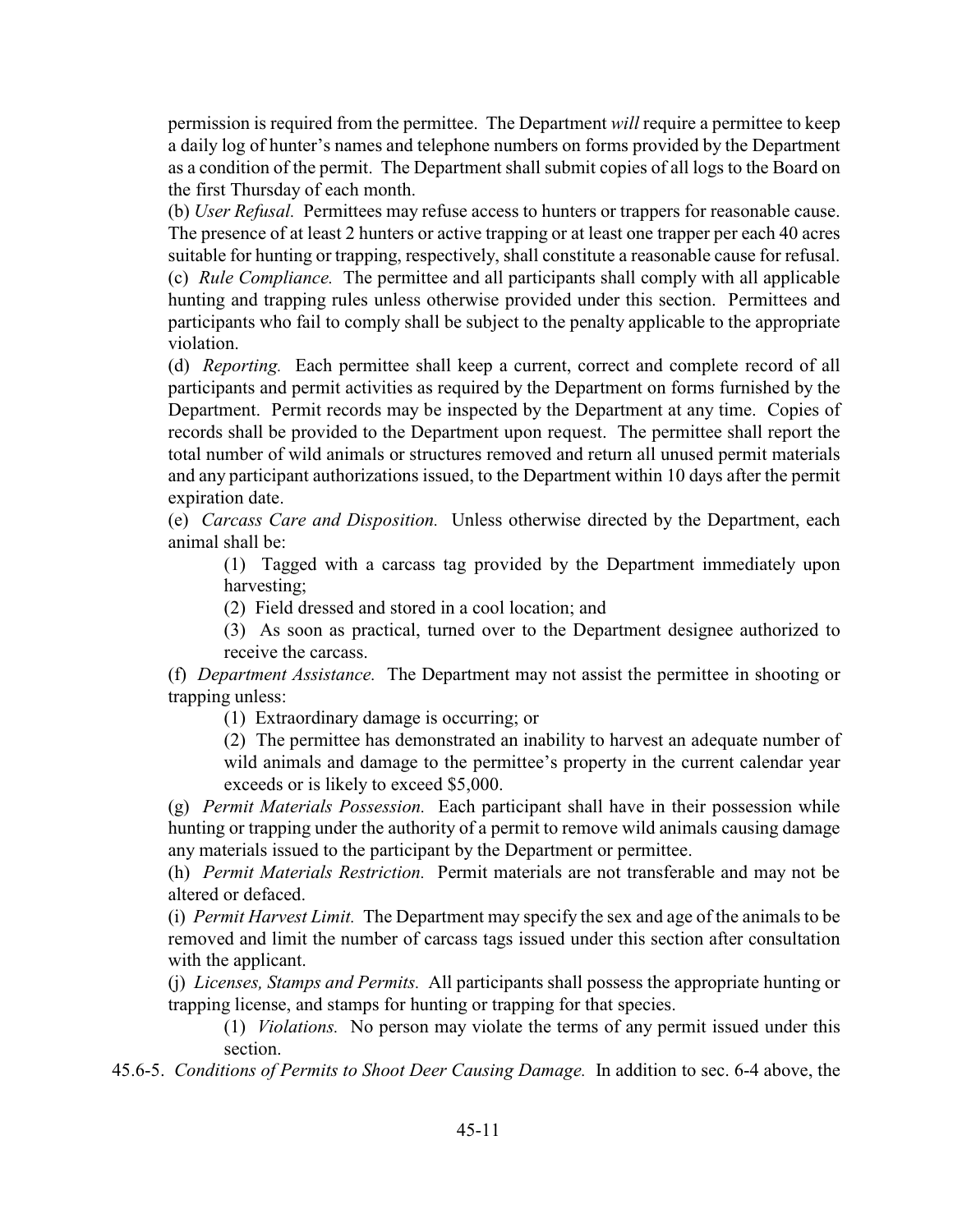permission is required from the permittee. The Department *will* require a permittee to keep a daily log of hunter's names and telephone numbers on forms provided by the Department as a condition of the permit. The Department shall submit copies of all logs to the Board on the first Thursday of each month.

(b) *User Refusal.* Permittees may refuse access to hunters or trappers for reasonable cause. The presence of at least 2 hunters or active trapping or at least one trapper per each 40 acres suitable for hunting or trapping, respectively, shall constitute a reasonable cause for refusal.

(c) *Rule Compliance.* The permittee and all participants shall comply with all applicable hunting and trapping rules unless otherwise provided under this section. Permittees and participants who fail to comply shall be subject to the penalty applicable to the appropriate violation.

(d) *Reporting.* Each permittee shall keep a current, correct and complete record of all participants and permit activities as required by the Department on forms furnished by the Department. Permit records may be inspected by the Department at any time. Copies of records shall be provided to the Department upon request. The permittee shall report the total number of wild animals or structures removed and return all unused permit materials and any participant authorizations issued, to the Department within 10 days after the permit expiration date.

(e) *Carcass Care and Disposition.* Unless otherwise directed by the Department, each animal shall be:

(1) Tagged with a carcass tag provided by the Department immediately upon harvesting;

(2) Field dressed and stored in a cool location; and

(3) As soon as practical, turned over to the Department designee authorized to receive the carcass.

(f) *Department Assistance.* The Department may not assist the permittee in shooting or trapping unless:

(1) Extraordinary damage is occurring; or

(2) The permittee has demonstrated an inability to harvest an adequate number of wild animals and damage to the permittee's property in the current calendar year exceeds or is likely to exceed $5,000.

(g) *Permit Materials Possession.* Each participant shall have in their possession while hunting or trapping under the authority of a permit to remove wild animals causing damage any materials issued to the participant by the Department or permittee.

(h) *Permit Materials Restriction.* Permit materials are not transferable and may not be altered or defaced.

(i) *Permit Harvest Limit.* The Department may specify the sex and age of the animals to be removed and limit the number of carcass tags issued under this section after consultation with the applicant.

(j) *Licenses, Stamps and Permits.* All participants shall possess the appropriate hunting or trapping license, and stamps for hunting or trapping for that species.

(1) *Violations.* No person may violate the terms of any permit issued under this section.

45.6-5. *Conditions of Permits to Shoot Deer Causing Damage.* In addition to sec. 6-4 above, the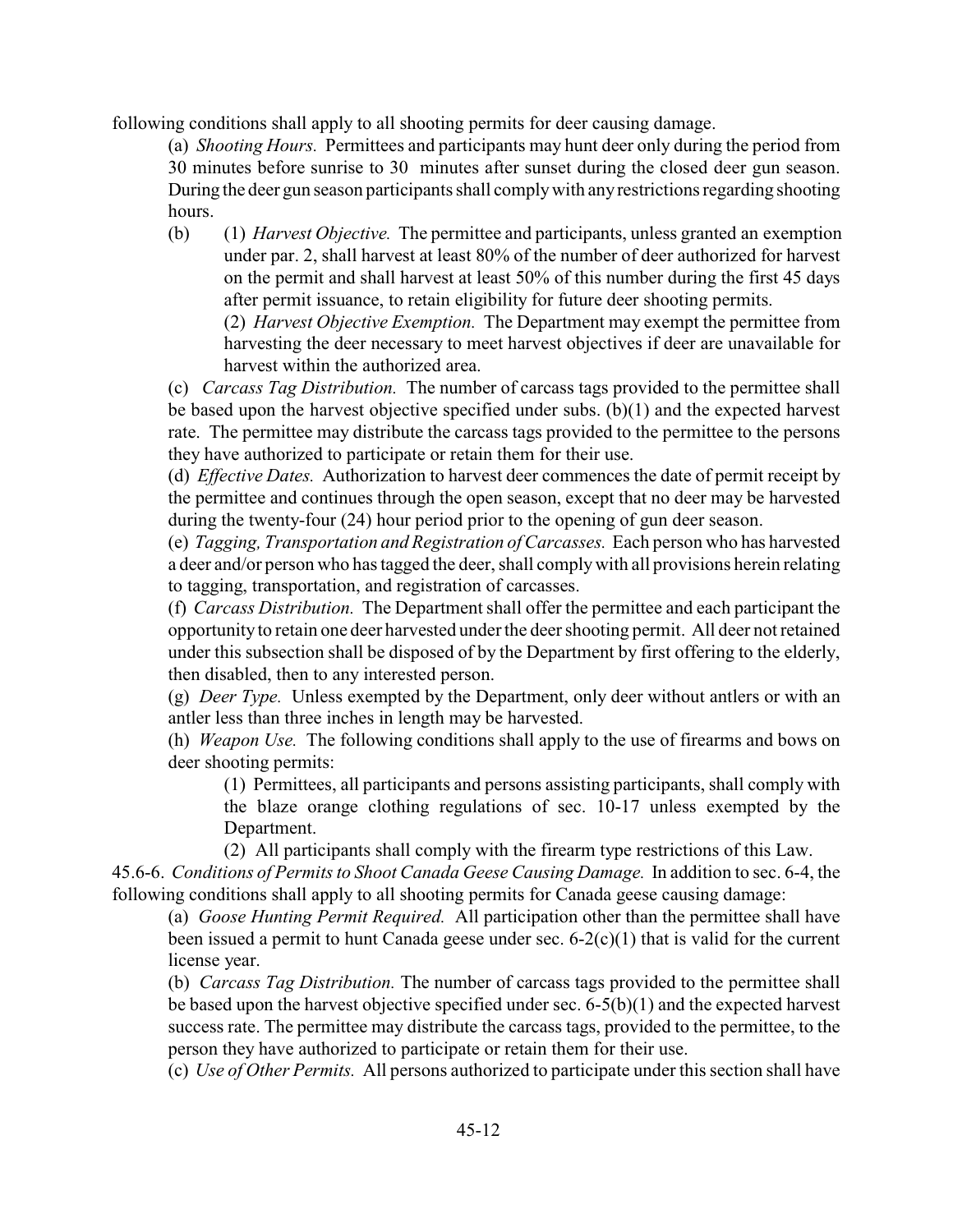following conditions shall apply to all shooting permits for deer causing damage.

(a) *Shooting Hours.* Permittees and participants may hunt deer only during the period from 30 minutes before sunrise to 30 minutes after sunset during the closed deer gun season. During the deer gun season participants shall comply with any restrictions regarding shooting hours.

(b) (1) *Harvest Objective.* The permittee and participants, unless granted an exemption under par. 2, shall harvest at least 80% of the number of deer authorized for harvest on the permit and shall harvest at least 50% of this number during the first 45 days after permit issuance, to retain eligibility for future deer shooting permits.

(2) *Harvest Objective Exemption.* The Department may exempt the permittee from harvesting the deer necessary to meet harvest objectives if deer are unavailable for harvest within the authorized area.

(c) *Carcass Tag Distribution.* The number of carcass tags provided to the permittee shall be based upon the harvest objective specified under subs. (b)(1) and the expected harvest rate. The permittee may distribute the carcass tags provided to the permittee to the persons they have authorized to participate or retain them for their use.

(d) *Effective Dates.* Authorization to harvest deer commences the date of permit receipt by the permittee and continues through the open season, except that no deer may be harvested during the twenty-four (24) hour period prior to the opening of gun deer season.

(e) *Tagging, Transportation and Registration of Carcasses.* Each person who has harvested a deer and/or person who has tagged the deer, shall comply with all provisions herein relating to tagging, transportation, and registration of carcasses.

(f) *Carcass Distribution.* The Department shall offer the permittee and each participant the opportunity to retain one deer harvested under the deer shooting permit. All deer not retained under this subsection shall be disposed of by the Department by first offering to the elderly, then disabled, then to any interested person.

(g) *Deer Type.* Unless exempted by the Department, only deer without antlers or with an antler less than three inches in length may be harvested.

(h) *Weapon Use.* The following conditions shall apply to the use of firearms and bows on deer shooting permits:

(1) Permittees, all participants and persons assisting participants, shall comply with the blaze orange clothing regulations of sec. 10-17 unless exempted by the Department.

(2) All participants shall comply with the firearm type restrictions of this Law.

45.6-6. *Conditions of Permits to Shoot Canada Geese Causing Damage.* In addition to sec. 6-4, the following conditions shall apply to all shooting permits for Canada geese causing damage:

(a) *Goose Hunting Permit Required.* All participation other than the permittee shall have been issued a permit to hunt Canada geese under sec. 6-2(c)(1) that is valid for the current license year.

(b) *Carcass Tag Distribution.* The number of carcass tags provided to the permittee shall be based upon the harvest objective specified under sec. 6-5(b)(1) and the expected harvest success rate. The permittee may distribute the carcass tags, provided to the permittee, to the person they have authorized to participate or retain them for their use.

(c) *Use of Other Permits.* All persons authorized to participate under this section shall have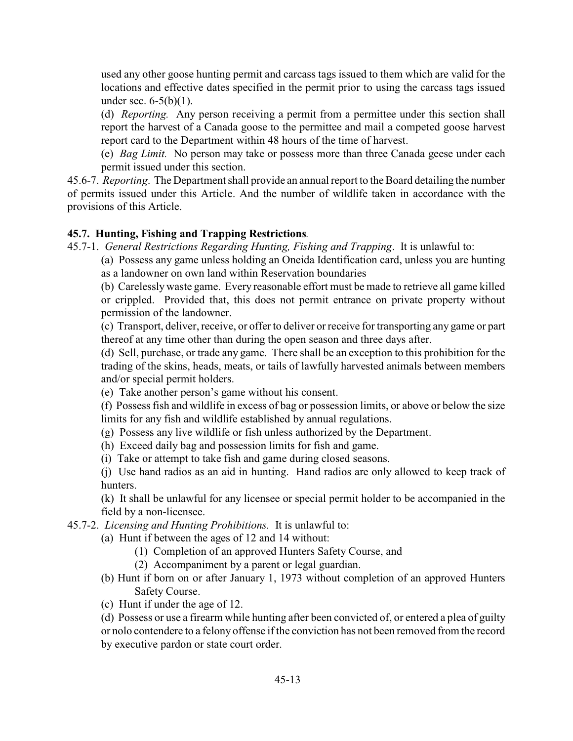used any other goose hunting permit and carcass tags issued to them which are valid for the locations and effective dates specified in the permit prior to using the carcass tags issued under sec. 6-5(b)(1).

(d) *Reporting.* Any person receiving a permit from a permittee under this section shall report the harvest of a Canada goose to the permittee and mail a competed goose harvest report card to the Department within 48 hours of the time of harvest.

(e) *Bag Limit.* No person may take or possess more than three Canada geese under each permit issued under this section.

45.6-7. *Reporting*. The Department shall provide an annual report to the Board detailing the number of permits issued under this Article. And the number of wildlife taken in accordance with the provisions of this Article.

### 45.7. Hunting, Fishing and Trapping Restrictions.

45.7-1. *General Restrictions Regarding Hunting, Fishing and Trapping*. It is unlawful to:

(a) Possess any game unless holding an Oneida Identification card, unless you are hunting as a landowner on own land within Reservation boundaries

(b) Carelessly waste game. Every reasonable effort must be made to retrieve all game killed or crippled. Provided that, this does not permit entrance on private property without permission of the landowner.

(c) Transport, deliver, receive, or offer to deliver or receive for transporting any game or part thereof at any time other than during the open season and three days after.

(d) Sell, purchase, or trade any game. There shall be an exception to this prohibition for the trading of the skins, heads, meats, or tails of lawfully harvested animals between members and/or special permit holders.

(e) Take another person's game without his consent.

(f) Possess fish and wildlife in excess of bag or possession limits, or above or below the size limits for any fish and wildlife established by annual regulations.

(g) Possess any live wildlife or fish unless authorized by the Department.

(h) Exceed daily bag and possession limits for fish and game.

(i) Take or attempt to take fish and game during closed seasons.

(j) Use hand radios as an aid in hunting. Hand radios are only allowed to keep track of hunters.

(k) It shall be unlawful for any licensee or special permit holder to be accompanied in the field by a non-licensee.

45.7-2. *Licensing and Hunting Prohibitions.* It is unlawful to:

(a) Hunt if between the ages of 12 and 14 without:

(1) Completion of an approved Hunters Safety Course, and

(2) Accompaniment by a parent or legal guardian.

(b) Hunt if born on or after January 1, 1973 without completion of an approved Hunters Safety Course.

(c) Hunt if under the age of 12.

(d) Possess or use a firearm while hunting after been convicted of, or entered a plea of guilty or nolo contendere to a felony offense if the conviction has not been removed from the record by executive pardon or state court order.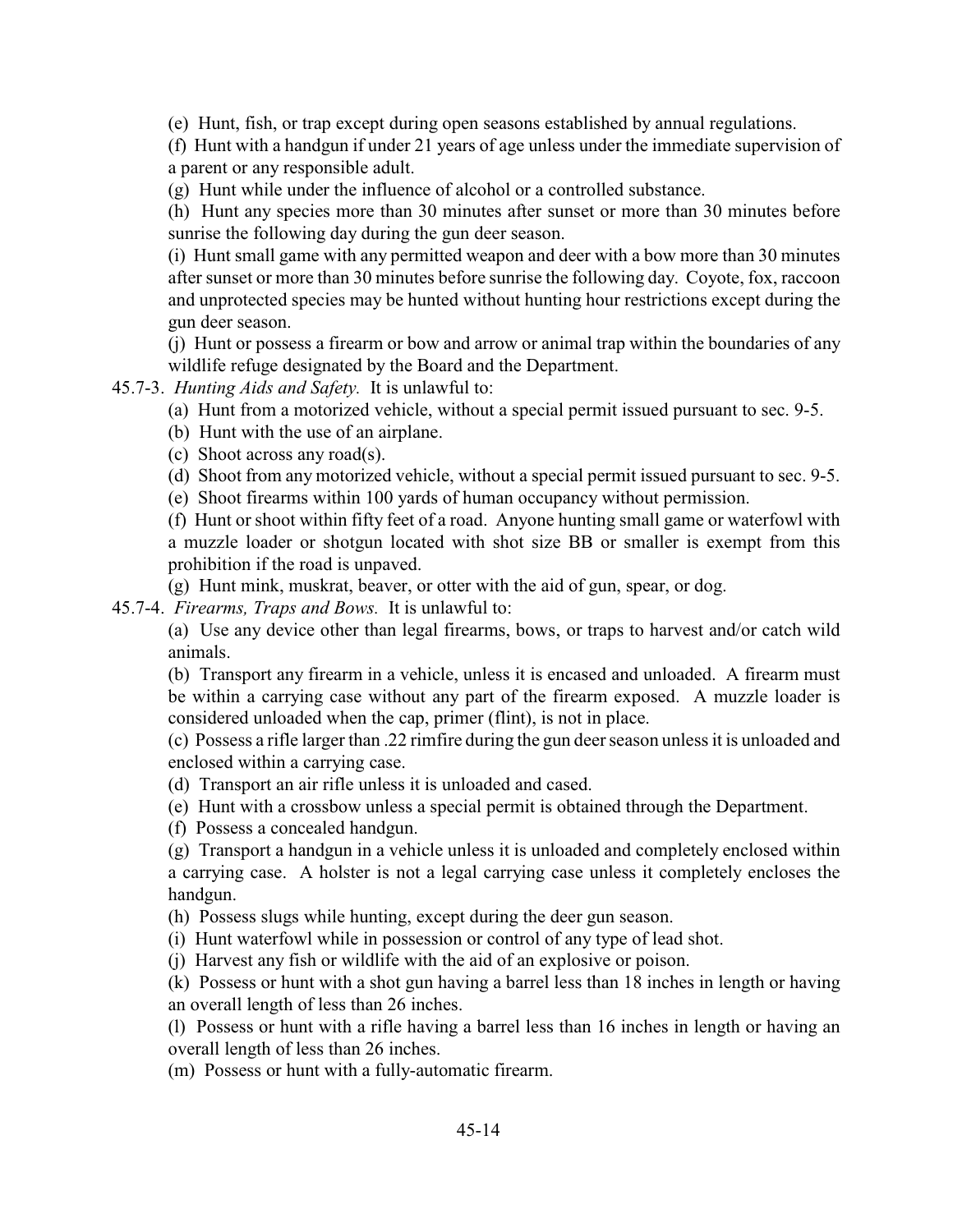(e) Hunt, fish, or trap except during open seasons established by annual regulations.

(f) Hunt with a handgun if under 21 years of age unless under the immediate supervision of a parent or any responsible adult.

(g) Hunt while under the influence of alcohol or a controlled substance.

(h) Hunt any species more than 30 minutes after sunset or more than 30 minutes before sunrise the following day during the gun deer season.

(i) Hunt small game with any permitted weapon and deer with a bow more than 30 minutes after sunset or more than 30 minutes before sunrise the following day. Coyote, fox, raccoon and unprotected species may be hunted without hunting hour restrictions except during the gun deer season.

(j) Hunt or possess a firearm or bow and arrow or animal trap within the boundaries of any wildlife refuge designated by the Board and the Department.

45.7-3. *Hunting Aids and Safety.* It is unlawful to:

(a) Hunt from a motorized vehicle, without a special permit issued pursuant to sec. 9-5.

(b) Hunt with the use of an airplane.

(c) Shoot across any road(s).

(d) Shoot from any motorized vehicle, without a special permit issued pursuant to sec. 9-5.

(e) Shoot firearms within 100 yards of human occupancy without permission.

(f) Hunt or shoot within fifty feet of a road. Anyone hunting small game or waterfowl with a muzzle loader or shotgun located with shot size BB or smaller is exempt from this prohibition if the road is unpaved.

(g) Hunt mink, muskrat, beaver, or otter with the aid of gun, spear, or dog.

45.7-4. *Firearms, Traps and Bows.* It is unlawful to:

(a) Use any device other than legal firearms, bows, or traps to harvest and/or catch wild animals.

(b) Transport any firearm in a vehicle, unless it is encased and unloaded. A firearm must be within a carrying case without any part of the firearm exposed. A muzzle loader is considered unloaded when the cap, primer (flint), is not in place.

(c) Possess a rifle larger than .22 rimfire during the gun deer season unless it is unloaded and enclosed within a carrying case.

(d) Transport an air rifle unless it is unloaded and cased.

(e) Hunt with a crossbow unless a special permit is obtained through the Department.

(f) Possess a concealed handgun.

(g) Transport a handgun in a vehicle unless it is unloaded and completely enclosed within a carrying case. A holster is not a legal carrying case unless it completely encloses the handgun.

(h) Possess slugs while hunting, except during the deer gun season.

(i) Hunt waterfowl while in possession or control of any type of lead shot.

(j) Harvest any fish or wildlife with the aid of an explosive or poison.

(k) Possess or hunt with a shot gun having a barrel less than 18 inches in length or having an overall length of less than 26 inches.

(l) Possess or hunt with a rifle having a barrel less than 16 inches in length or having an overall length of less than 26 inches.

(m) Possess or hunt with a fully-automatic firearm.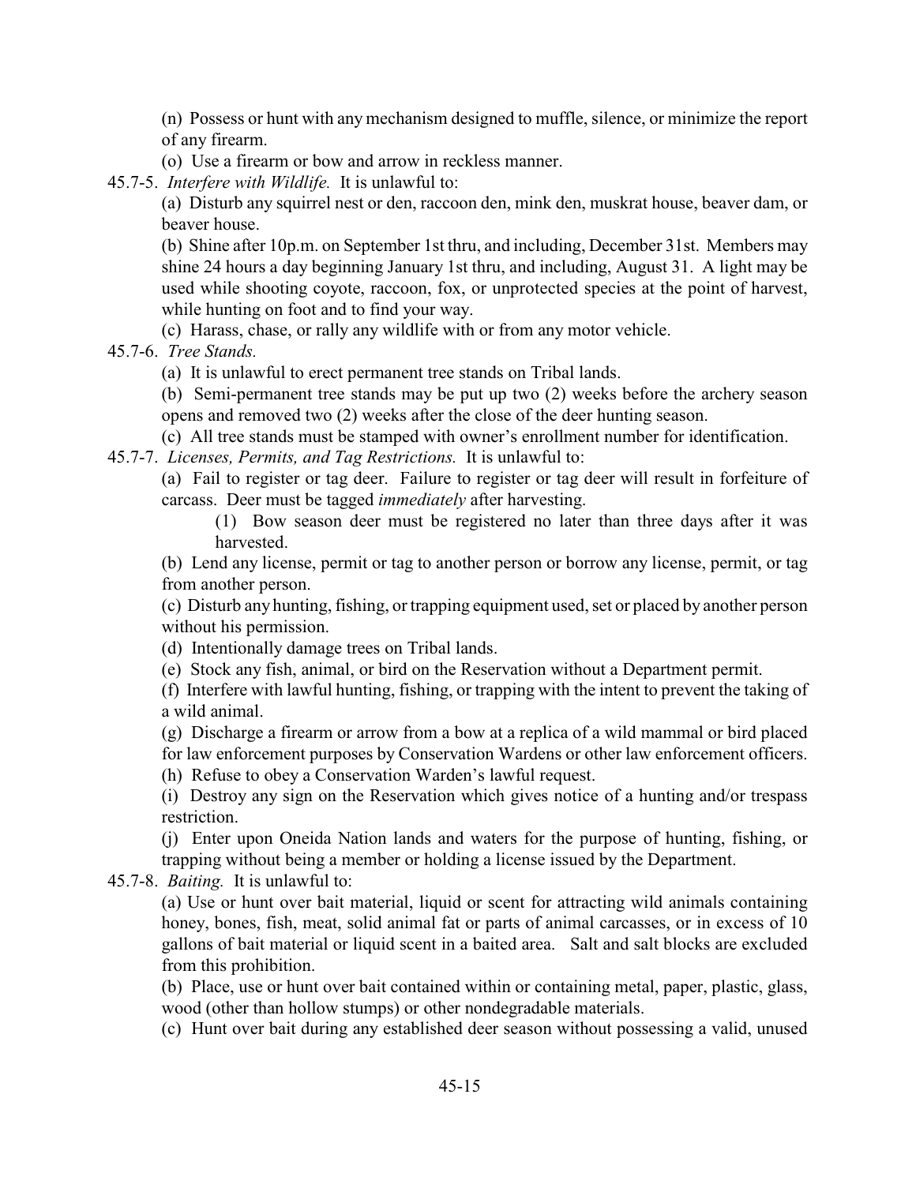(n) Possess or hunt with any mechanism designed to muffle, silence, or minimize the report of any firearm.

(o) Use a firearm or bow and arrow in reckless manner.

45.7-5. *Interfere with Wildlife.* It is unlawful to:

(a) Disturb any squirrel nest or den, raccoon den, mink den, muskrat house, beaver dam, or beaver house.

(b) Shine after 10p.m. on September 1st thru, and including, December 31st. Members may shine 24 hours a day beginning January 1st thru, and including, August 31. A light may be used while shooting coyote, raccoon, fox, or unprotected species at the point of harvest, while hunting on foot and to find your way.

(c) Harass, chase, or rally any wildlife with or from any motor vehicle.

45.7-6. *Tree Stands.*

(a) It is unlawful to erect permanent tree stands on Tribal lands.

(b) Semi-permanent tree stands may be put up two (2) weeks before the archery season opens and removed two (2) weeks after the close of the deer hunting season.

(c) All tree stands must be stamped with owner's enrollment number for identification.

45.7-7. *Licenses, Permits, and Tag Restrictions.* It is unlawful to:

(a) Fail to register or tag deer. Failure to register or tag deer will result in forfeiture of carcass. Deer must be tagged *immediately* after harvesting.

(1) Bow season deer must be registered no later than three days after it was harvested.

(b) Lend any license, permit or tag to another person or borrow any license, permit, or tag from another person.

(c) Disturb any hunting, fishing, or trapping equipment used, set or placed by another person without his permission.

(d) Intentionally damage trees on Tribal lands.

(e) Stock any fish, animal, or bird on the Reservation without a Department permit.

(f) Interfere with lawful hunting, fishing, or trapping with the intent to prevent the taking of a wild animal.

(g) Discharge a firearm or arrow from a bow at a replica of a wild mammal or bird placed for law enforcement purposes by Conservation Wardens or other law enforcement officers.

(h) Refuse to obey a Conservation Warden's lawful request.

(i) Destroy any sign on the Reservation which gives notice of a hunting and/or trespass restriction.

(j) Enter upon Oneida Nation lands and waters for the purpose of hunting, fishing, or trapping without being a member or holding a license issued by the Department.

45.7-8. *Baiting.* It is unlawful to:

(a) Use or hunt over bait material, liquid or scent for attracting wild animals containing honey, bones, fish, meat, solid animal fat or parts of animal carcasses, or in excess of 10 gallons of bait material or liquid scent in a baited area. Salt and salt blocks are excluded from this prohibition.

(b) Place, use or hunt over bait contained within or containing metal, paper, plastic, glass, wood (other than hollow stumps) or other nondegradable materials.

(c) Hunt over bait during any established deer season without possessing a valid, unused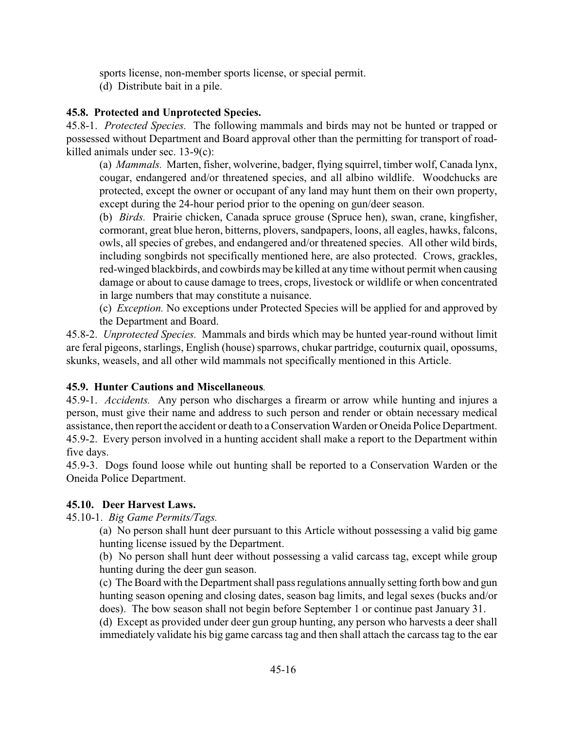sports license, non-member sports license, or special permit.

(d) Distribute bait in a pile.

**45.8. Protected and Unprotected Species.**

45.8-1. *Protected Species.* The following mammals and birds may not be hunted or trapped or possessed without Department and Board approval other than the permitting for transport of road-killed animals under sec. 13-9(c):

(a) *Mammals.* Marten, fisher, wolverine, badger, flying squirrel, timber wolf, Canada lynx, cougar, endangered and/or threatened species, and all albino wildlife. Woodchucks are protected, except the owner or occupant of any land may hunt them on their own property, except during the 24-hour period prior to the opening on gun/deer season.

(b) *Birds.* Prairie chicken, Canada spruce grouse (Spruce hen), swan, crane, kingfisher, cormorant, great blue heron, bitterns, plovers, sandpapers, loons, all eagles, hawks, falcons, owls, all species of grebes, and endangered and/or threatened species. All other wild birds, including songbirds not specifically mentioned here, are also protected. Crows, grackles, red-winged blackbirds, and cowbirds may be killed at any time without permit when causing damage or about to cause damage to trees, crops, livestock or wildlife or when concentrated in large numbers that may constitute a nuisance.

(c) *Exception.* No exceptions under Protected Species will be applied for and approved by the Department and Board.

45.8-2. *Unprotected Species.* Mammals and birds which may be hunted year-round without limit are feral pigeons, starlings, English (house) sparrows, chukar partridge, couturnix quail, opossums, skunks, weasels, and all other wild mammals not specifically mentioned in this Article.

**45.9. Hunter Cautions and Miscellaneous.**

45.9-1. *Accidents.* Any person who discharges a firearm or arrow while hunting and injures a person, must give their name and address to such person and render or obtain necessary medical assistance, then report the accident or death to a Conservation Warden or Oneida Police Department.

45.9-2. Every person involved in a hunting accident shall make a report to the Department within five days.

45.9-3. Dogs found loose while out hunting shall be reported to a Conservation Warden or the Oneida Police Department.

**45.10. Deer Harvest Laws.**

45.10-1. *Big Game Permits/Tags.*

(a) No person shall hunt deer pursuant to this Article without possessing a valid big game hunting license issued by the Department.

(b) No person shall hunt deer without possessing a valid carcass tag, except while group hunting during the deer gun season.

(c) The Board with the Department shall pass regulations annually setting forth bow and gun hunting season opening and closing dates, season bag limits, and legal sexes (bucks and/or does). The bow season shall not begin before September 1 or continue past January 31.

(d) Except as provided under deer gun group hunting, any person who harvests a deer shall immediately validate his big game carcass tag and then shall attach the carcass tag to the ear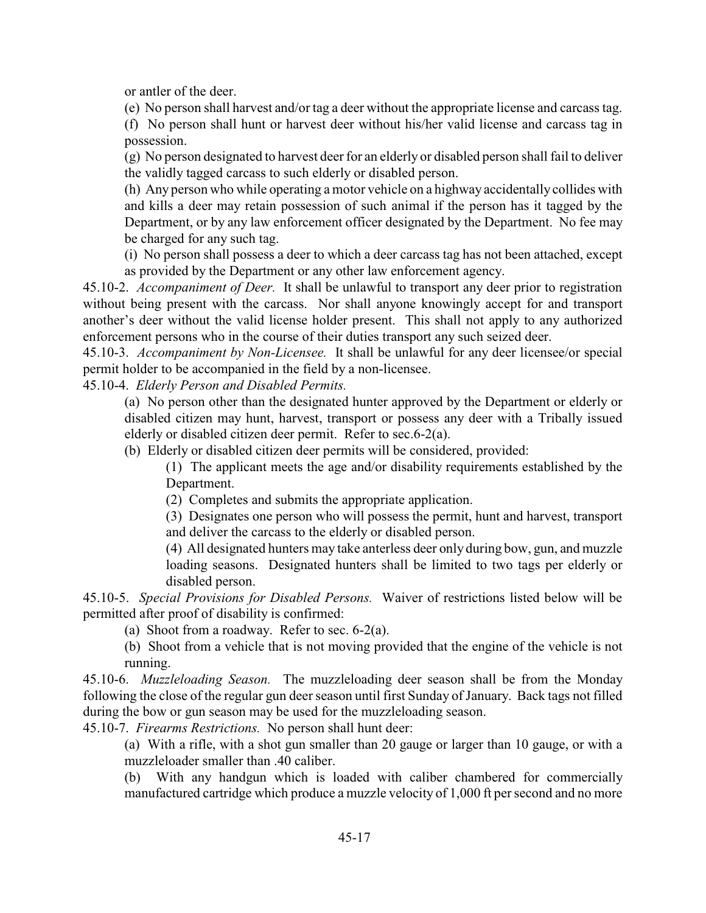or antler of the deer.

(e) No person shall harvest and/or tag a deer without the appropriate license and carcass tag.

(f) No person shall hunt or harvest deer without his/her valid license and carcass tag in possession.

(g) No person designated to harvest deer for an elderly or disabled person shall fail to deliver the validly tagged carcass to such elderly or disabled person.

(h) Any person who while operating a motor vehicle on a highway accidentally collides with and kills a deer may retain possession of such animal if the person has it tagged by the Department, or by any law enforcement officer designated by the Department. No fee may be charged for any such tag.

(i) No person shall possess a deer to which a deer carcass tag has not been attached, except as provided by the Department or any other law enforcement agency.

45.10-2. *Accompaniment of Deer.* It shall be unlawful to transport any deer prior to registration without being present with the carcass. Nor shall anyone knowingly accept for and transport another's deer without the valid license holder present. This shall not apply to any authorized enforcement persons who in the course of their duties transport any such seized deer.

45.10-3. *Accompaniment by Non-Licensee.* It shall be unlawful for any deer licensee/or special permit holder to be accompanied in the field by a non-licensee.

45.10-4. *Elderly Person and Disabled Permits.*

(a) No person other than the designated hunter approved by the Department or elderly or disabled citizen may hunt, harvest, transport or possess any deer with a Tribally issued elderly or disabled citizen deer permit. Refer to sec.6-2(a).

(b) Elderly or disabled citizen deer permits will be considered, provided:

(1) The applicant meets the age and/or disability requirements established by the Department.

(2) Completes and submits the appropriate application.

(3) Designates one person who will possess the permit, hunt and harvest, transport and deliver the carcass to the elderly or disabled person.

(4) All designated hunters may take antlerless deer only during bow, gun, and muzzle loading seasons. Designated hunters shall be limited to two tags per elderly or disabled person.

45.10-5. *Special Provisions for Disabled Persons.* Waiver of restrictions listed below will be permitted after proof of disability is confirmed:

(a) Shoot from a roadway. Refer to sec. 6-2(a).

(b) Shoot from a vehicle that is not moving provided that the engine of the vehicle is not running.

45.10-6. *Muzzleloading Season.* The muzzleloading deer season shall be from the Monday following the close of the regular gun deer season until first Sunday of January. Back tags not filled during the bow or gun season may be used for the muzzleloading season.

45.10-7. *Firearms Restrictions.* No person shall hunt deer:

(a) With a rifle, with a shot gun smaller than 20 gauge or larger than 10 gauge, or with a muzzleloader smaller than .40 caliber.

(b) With any handgun which is loaded with caliber chambered for commercially manufactured cartridge which produce a muzzle velocity of 1,000 ft per second and no more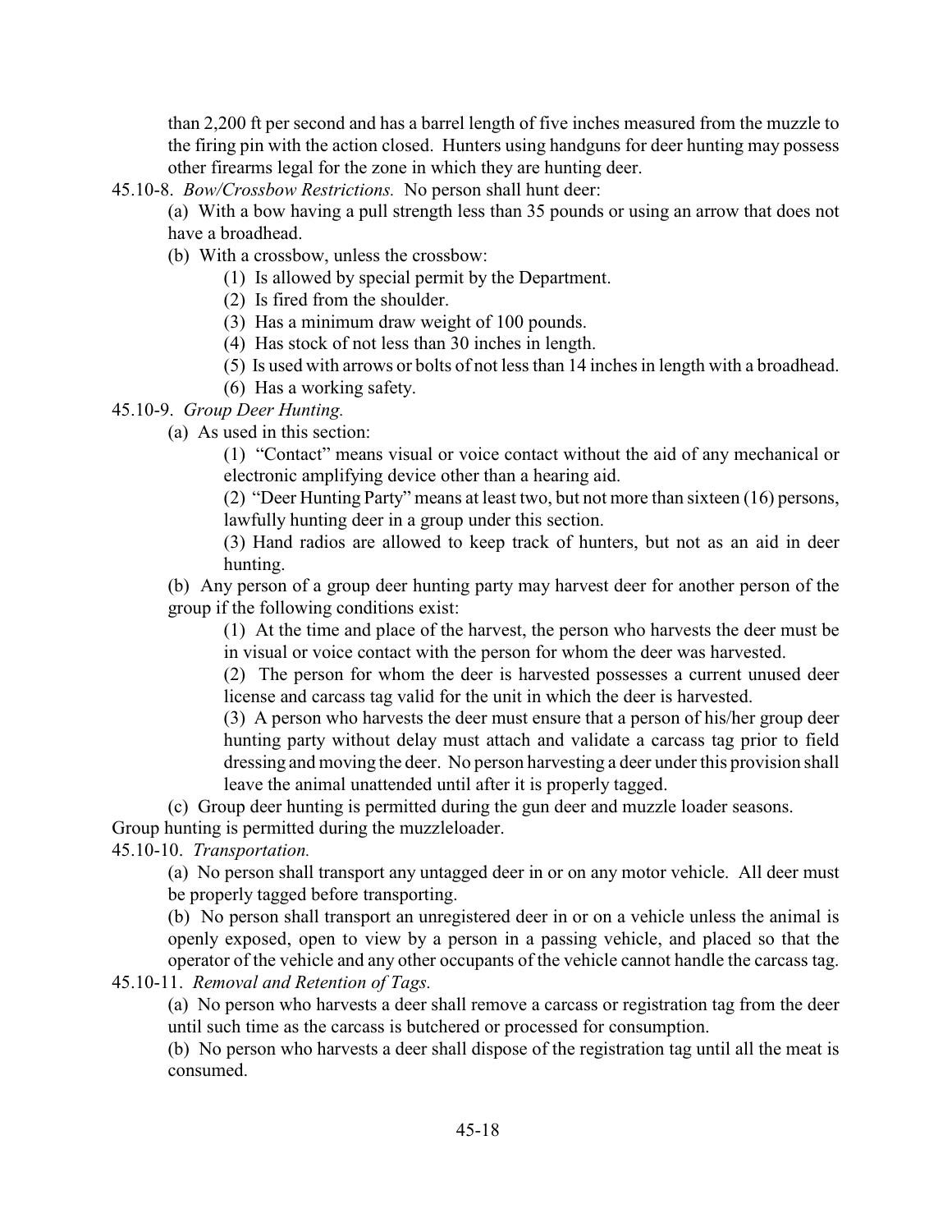than 2,200 ft per second and has a barrel length of five inches measured from the muzzle to the firing pin with the action closed. Hunters using handguns for deer hunting may possess other firearms legal for the zone in which they are hunting deer.

45.10-8. *Bow/Crossbow Restrictions.* No person shall hunt deer:

(a) With a bow having a pull strength less than 35 pounds or using an arrow that does not have a broadhead.

(b) With a crossbow, unless the crossbow:

(1) Is allowed by special permit by the Department.

(2) Is fired from the shoulder.

(3) Has a minimum draw weight of 100 pounds.

(4) Has stock of not less than 30 inches in length.

(5) Is used with arrows or bolts of not less than 14 inches in length with a broadhead.

(6) Has a working safety.

45.10-9. *Group Deer Hunting.*

(a) As used in this section:

(1) "Contact" means visual or voice contact without the aid of any mechanical or electronic amplifying device other than a hearing aid.

(2) "Deer Hunting Party" means at least two, but not more than sixteen (16) persons, lawfully hunting deer in a group under this section.

(3) Hand radios are allowed to keep track of hunters, but not as an aid in deer hunting.

(b) Any person of a group deer hunting party may harvest deer for another person of the group if the following conditions exist:

(1) At the time and place of the harvest, the person who harvests the deer must be in visual or voice contact with the person for whom the deer was harvested.

(2) The person for whom the deer is harvested possesses a current unused deer license and carcass tag valid for the unit in which the deer is harvested.

(3) A person who harvests the deer must ensure that a person of his/her group deer hunting party without delay must attach and validate a carcass tag prior to field dressing and moving the deer. No person harvesting a deer under this provision shall leave the animal unattended until after it is properly tagged.

(c) Group deer hunting is permitted during the gun deer and muzzle loader seasons.

Group hunting is permitted during the muzzleloader.

45.10-10. *Transportation.*

(a) No person shall transport any untagged deer in or on any motor vehicle. All deer must be properly tagged before transporting.

(b) No person shall transport an unregistered deer in or on a vehicle unless the animal is openly exposed, open to view by a person in a passing vehicle, and placed so that the operator of the vehicle and any other occupants of the vehicle cannot handle the carcass tag.

45.10-11. *Removal and Retention of Tags.*

(a) No person who harvests a deer shall remove a carcass or registration tag from the deer until such time as the carcass is butchered or processed for consumption.

(b) No person who harvests a deer shall dispose of the registration tag until all the meat is consumed.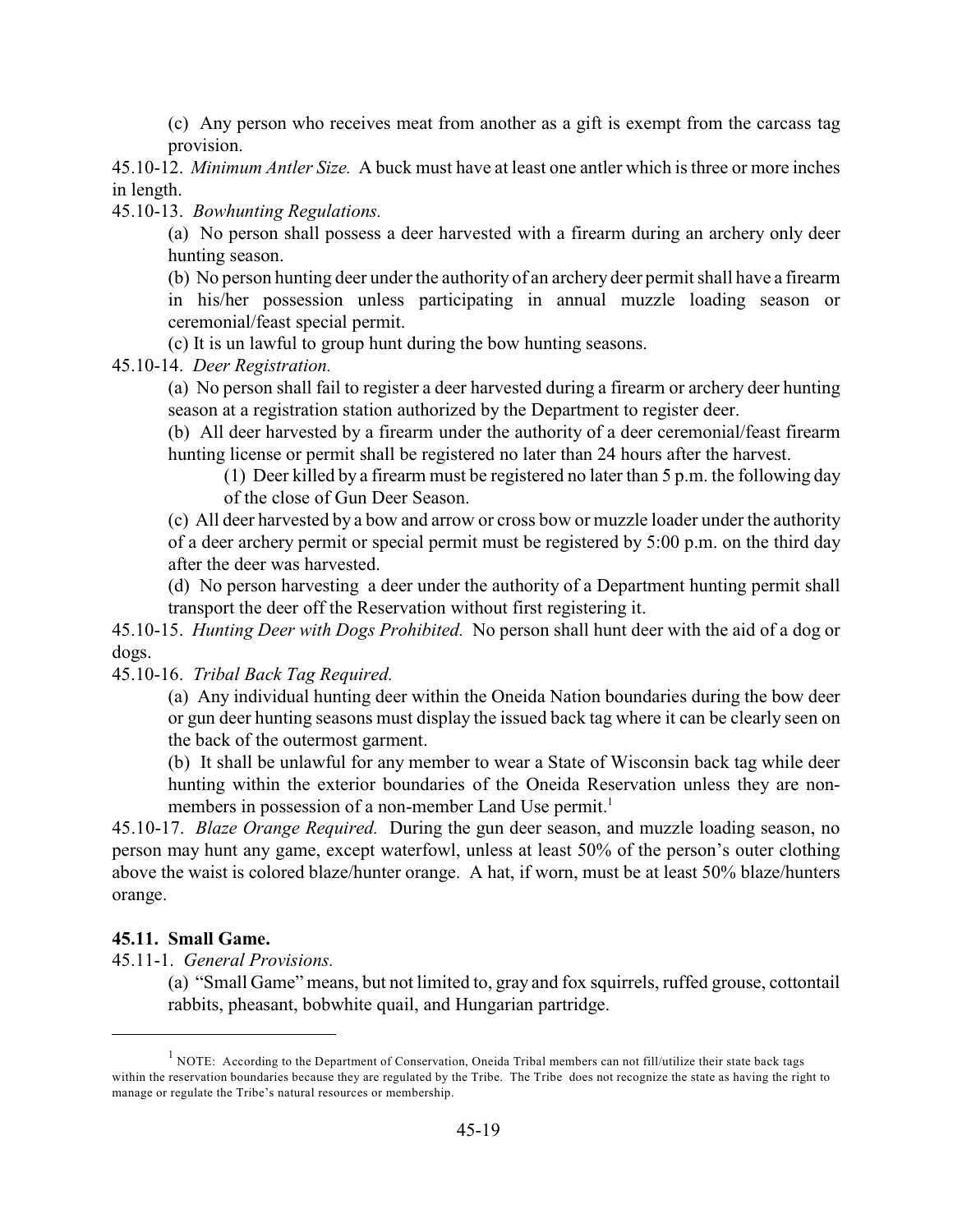(c) Any person who receives meat from another as a gift is exempt from the carcass tag provision.

45.10-12. *Minimum Antler Size.* A buck must have at least one antler which is three or more inches in length.

45.10-13. *Bowhunting Regulations.*

(a) No person shall possess a deer harvested with a firearm during an archery only deer hunting season.

(b) No person hunting deer under the authority of an archery deer permit shall have a firearm in his/her possession unless participating in annual muzzle loading season or ceremonial/feast special permit.

(c) It is un lawful to group hunt during the bow hunting seasons.

45.10-14. *Deer Registration.*

(a) No person shall fail to register a deer harvested during a firearm or archery deer hunting season at a registration station authorized by the Department to register deer.

(b) All deer harvested by a firearm under the authority of a deer ceremonial/feast firearm hunting license or permit shall be registered no later than 24 hours after the harvest.

(1) Deer killed by a firearm must be registered no later than 5 p.m. the following day of the close of Gun Deer Season.

(c) All deer harvested by a bow and arrow or cross bow or muzzle loader under the authority of a deer archery permit or special permit must be registered by 5:00 p.m. on the third day after the deer was harvested.

(d) No person harvesting a deer under the authority of a Department hunting permit shall transport the deer off the Reservation without first registering it.

45.10-15. *Hunting Deer with Dogs Prohibited.* No person shall hunt deer with the aid of a dog or dogs.

45.10-16. *Tribal Back Tag Required.*

(a) Any individual hunting deer within the Oneida Nation boundaries during the bow deer or gun deer hunting seasons must display the issued back tag where it can be clearly seen on the back of the outermost garment.

(b) It shall be unlawful for any member to wear a State of Wisconsin back tag while deer hunting within the exterior boundaries of the Oneida Reservation unless they are non-members in possession of a non-member Land Use permit.[1]

45.10-17. *Blaze Orange Required.* During the gun deer season, and muzzle loading season, no person may hunt any game, except waterfowl, unless at least 50% of the person's outer clothing above the waist is colored blaze/hunter orange. A hat, if worn, must be at least 50% blaze/hunters orange.

**45.11. Small Game.**

45.11-1. *General Provisions.*

(a) "Small Game" means, but not limited to, gray and fox squirrels, ruffed grouse, cottontail rabbits, pheasant, bobwhite quail, and Hungarian partridge.

---

[1] NOTE: According to the Department of Conservation, Oneida Tribal members can not fill/utilize their state back tags within the reservation boundaries because they are regulated by the Tribe. The Tribe does not recognize the state as having the right to manage or regulate the Tribe's natural resources or membership.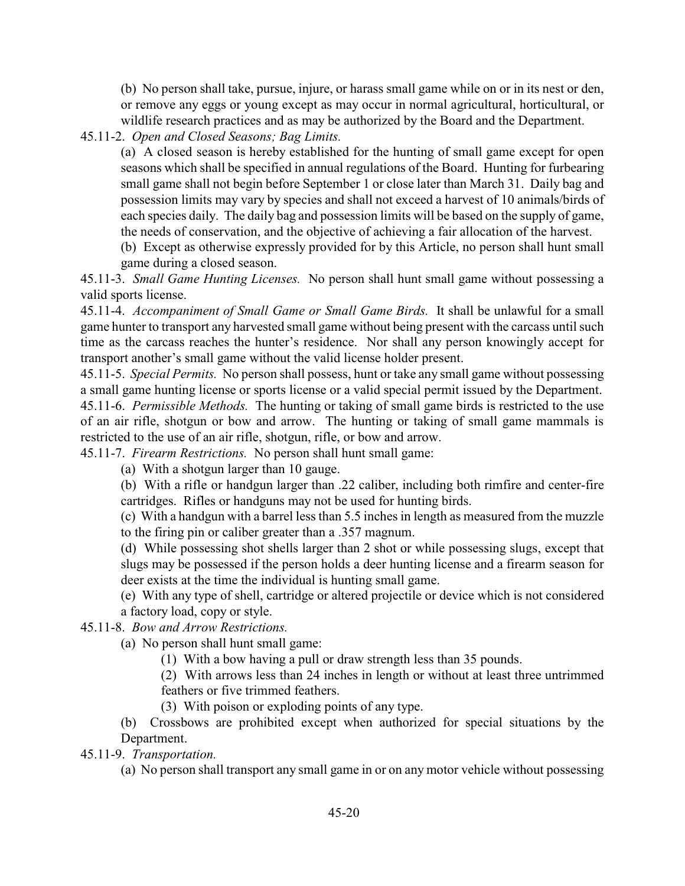(b) No person shall take, pursue, injure, or harass small game while on or in its nest or den, or remove any eggs or young except as may occur in normal agricultural, horticultural, or wildlife research practices and as may be authorized by the Board and the Department.

45.11-2. *Open and Closed Seasons; Bag Limits.*

(a) A closed season is hereby established for the hunting of small game except for open seasons which shall be specified in annual regulations of the Board. Hunting for furbearing small game shall not begin before September 1 or close later than March 31. Daily bag and possession limits may vary by species and shall not exceed a harvest of 10 animals/birds of each species daily. The daily bag and possession limits will be based on the supply of game, the needs of conservation, and the objective of achieving a fair allocation of the harvest.

(b) Except as otherwise expressly provided for by this Article, no person shall hunt small game during a closed season.

45.11-3. *Small Game Hunting Licenses.* No person shall hunt small game without possessing a valid sports license.

45.11-4. *Accompaniment of Small Game or Small Game Birds.* It shall be unlawful for a small game hunter to transport any harvested small game without being present with the carcass until such time as the carcass reaches the hunter's residence. Nor shall any person knowingly accept for transport another's small game without the valid license holder present.

45.11-5. *Special Permits.* No person shall possess, hunt or take any small game without possessing a small game hunting license or sports license or a valid special permit issued by the Department.

45.11-6. *Permissible Methods.* The hunting or taking of small game birds is restricted to the use of an air rifle, shotgun or bow and arrow. The hunting or taking of small game mammals is restricted to the use of an air rifle, shotgun, rifle, or bow and arrow.

45.11-7. *Firearm Restrictions.* No person shall hunt small game:

(a) With a shotgun larger than 10 gauge.

(b) With a rifle or handgun larger than .22 caliber, including both rimfire and center-fire cartridges. Rifles or handguns may not be used for hunting birds.

(c) With a handgun with a barrel less than 5.5 inches in length as measured from the muzzle to the firing pin or caliber greater than a .357 magnum.

(d) While possessing shot shells larger than 2 shot or while possessing slugs, except that slugs may be possessed if the person holds a deer hunting license and a firearm season for deer exists at the time the individual is hunting small game.

(e) With any type of shell, cartridge or altered projectile or device which is not considered a factory load, copy or style.

45.11-8. *Bow and Arrow Restrictions.*

(a) No person shall hunt small game:

(1) With a bow having a pull or draw strength less than 35 pounds.

(2) With arrows less than 24 inches in length or without at least three untrimmed feathers or five trimmed feathers.

(3) With poison or exploding points of any type.

(b) Crossbows are prohibited except when authorized for special situations by the Department.

45.11-9. *Transportation.*

(a) No person shall transport any small game in or on any motor vehicle without possessing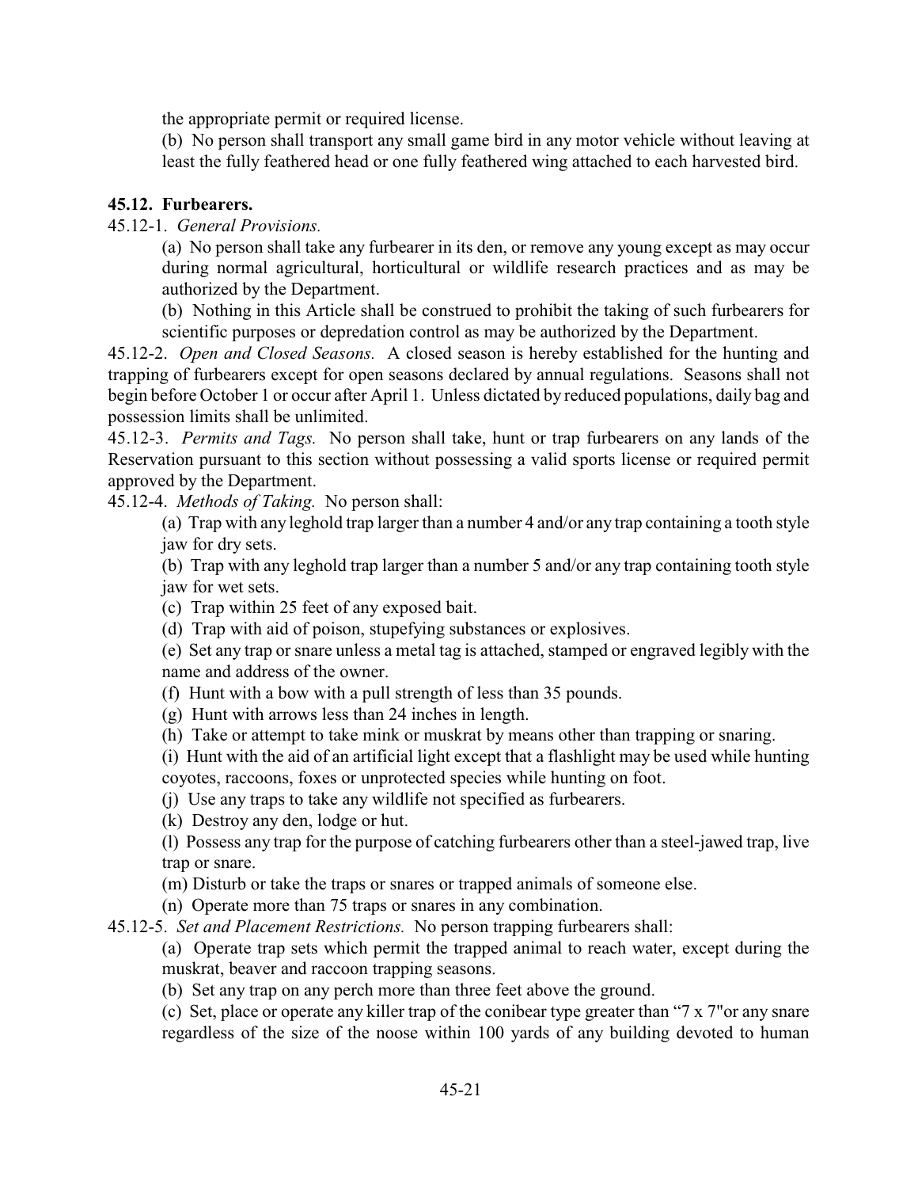the appropriate permit or required license.

(b) No person shall transport any small game bird in any motor vehicle without leaving at least the fully feathered head or one fully feathered wing attached to each harvested bird.

## 45.12. Furbearers.

45.12-1. *General Provisions.*

(a) No person shall take any furbearer in its den, or remove any young except as may occur during normal agricultural, horticultural or wildlife research practices and as may be authorized by the Department.

(b) Nothing in this Article shall be construed to prohibit the taking of such furbearers for scientific purposes or depredation control as may be authorized by the Department.

45.12-2. *Open and Closed Seasons.* A closed season is hereby established for the hunting and trapping of furbearers except for open seasons declared by annual regulations. Seasons shall not begin before October 1 or occur after April 1. Unless dictated by reduced populations, daily bag and possession limits shall be unlimited.

45.12-3. *Permits and Tags.* No person shall take, hunt or trap furbearers on any lands of the Reservation pursuant to this section without possessing a valid sports license or required permit approved by the Department.

45.12-4. *Methods of Taking.* No person shall:

(a) Trap with any leghold trap larger than a number 4 and/or any trap containing a tooth style jaw for dry sets.

(b) Trap with any leghold trap larger than a number 5 and/or any trap containing tooth style jaw for wet sets.

(c) Trap within 25 feet of any exposed bait.

(d) Trap with aid of poison, stupefying substances or explosives.

(e) Set any trap or snare unless a metal tag is attached, stamped or engraved legibly with the name and address of the owner.

(f) Hunt with a bow with a pull strength of less than 35 pounds.

(g) Hunt with arrows less than 24 inches in length.

(h) Take or attempt to take mink or muskrat by means other than trapping or snaring.

(i) Hunt with the aid of an artificial light except that a flashlight may be used while hunting coyotes, raccoons, foxes or unprotected species while hunting on foot.

(j) Use any traps to take any wildlife not specified as furbearers.

(k) Destroy any den, lodge or hut.

(l) Possess any trap for the purpose of catching furbearers other than a steel-jawed trap, live trap or snare.

(m) Disturb or take the traps or snares or trapped animals of someone else.

(n) Operate more than 75 traps or snares in any combination.

45.12-5. *Set and Placement Restrictions.* No person trapping furbearers shall:

(a) Operate trap sets which permit the trapped animal to reach water, except during the muskrat, beaver and raccoon trapping seasons.

(b) Set any trap on any perch more than three feet above the ground.

(c) Set, place or operate any killer trap of the conibear type greater than "7 x 7"or any snare regardless of the size of the noose within 100 yards of any building devoted to human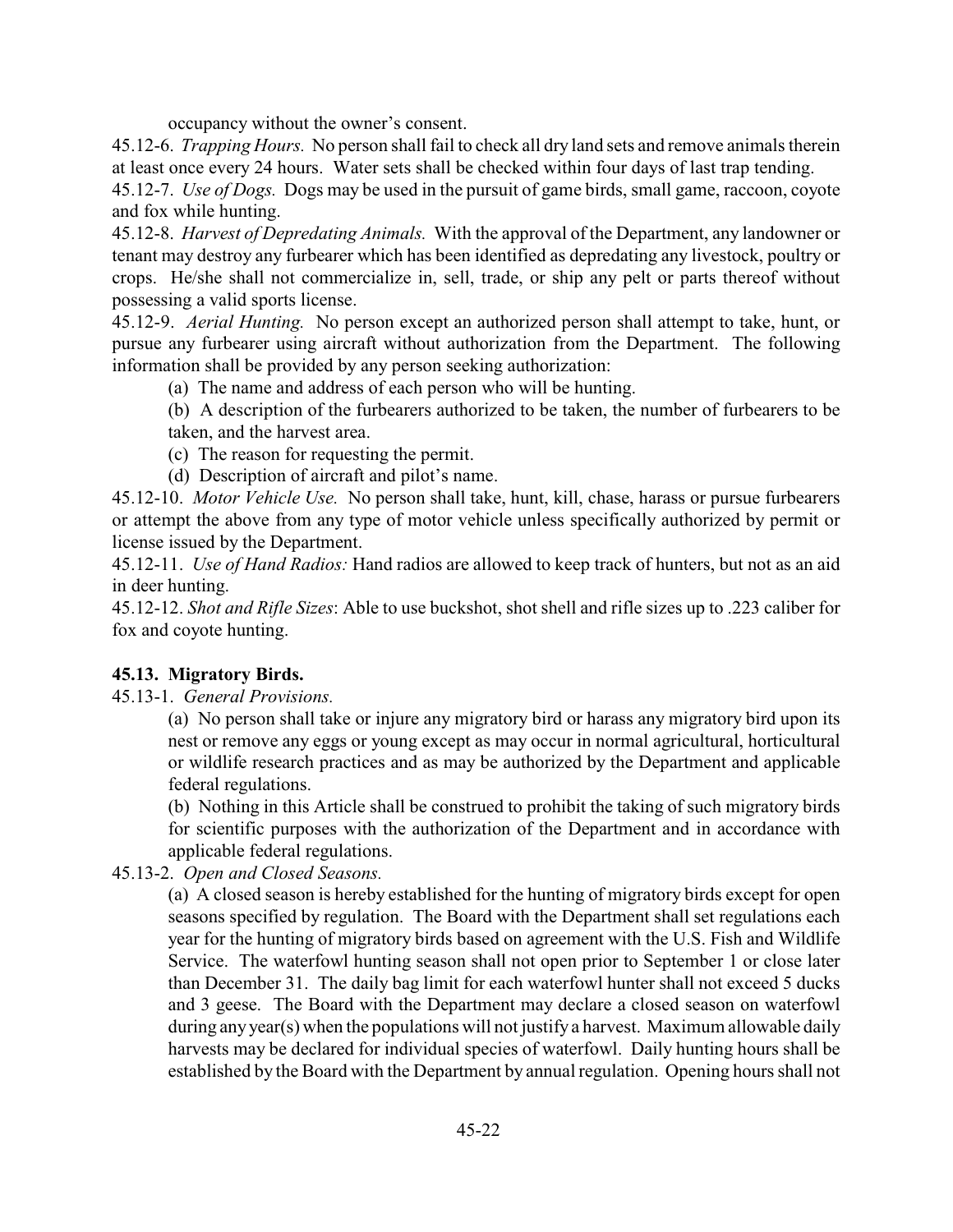occupancy without the owner's consent.

45.12-6. *Trapping Hours.* No person shall fail to check all dry land sets and remove animals therein at least once every 24 hours. Water sets shall be checked within four days of last trap tending.

45.12-7. *Use of Dogs.* Dogs may be used in the pursuit of game birds, small game, raccoon, coyote and fox while hunting.

45.12-8. *Harvest of Depredating Animals.* With the approval of the Department, any landowner or tenant may destroy any furbearer which has been identified as depredating any livestock, poultry or crops. He/she shall not commercialize in, sell, trade, or ship any pelt or parts thereof without possessing a valid sports license.

45.12-9. *Aerial Hunting.* No person except an authorized person shall attempt to take, hunt, or pursue any furbearer using aircraft without authorization from the Department. The following information shall be provided by any person seeking authorization:

(a) The name and address of each person who will be hunting.

(b) A description of the furbearers authorized to be taken, the number of furbearers to be taken, and the harvest area.

(c) The reason for requesting the permit.

(d) Description of aircraft and pilot's name.

45.12-10. *Motor Vehicle Use.* No person shall take, hunt, kill, chase, harass or pursue furbearers or attempt the above from any type of motor vehicle unless specifically authorized by permit or license issued by the Department.

45.12-11. *Use of Hand Radios:* Hand radios are allowed to keep track of hunters, but not as an aid in deer hunting.

45.12-12. *Shot and Rifle Sizes*: Able to use buckshot, shot shell and rifle sizes up to .223 caliber for fox and coyote hunting.

**45.13. Migratory Birds.**

45.13-1. *General Provisions.*

(a) No person shall take or injure any migratory bird or harass any migratory bird upon its nest or remove any eggs or young except as may occur in normal agricultural, horticultural or wildlife research practices and as may be authorized by the Department and applicable federal regulations.

(b) Nothing in this Article shall be construed to prohibit the taking of such migratory birds for scientific purposes with the authorization of the Department and in accordance with applicable federal regulations.

45.13-2. *Open and Closed Seasons.*

(a) A closed season is hereby established for the hunting of migratory birds except for open seasons specified by regulation. The Board with the Department shall set regulations each year for the hunting of migratory birds based on agreement with the U.S. Fish and Wildlife Service. The waterfowl hunting season shall not open prior to September 1 or close later than December 31. The daily bag limit for each waterfowl hunter shall not exceed 5 ducks and 3 geese. The Board with the Department may declare a closed season on waterfowl during any year(s) when the populations will not justify a harvest. Maximum allowable daily harvests may be declared for individual species of waterfowl. Daily hunting hours shall be established by the Board with the Department by annual regulation. Opening hours shall not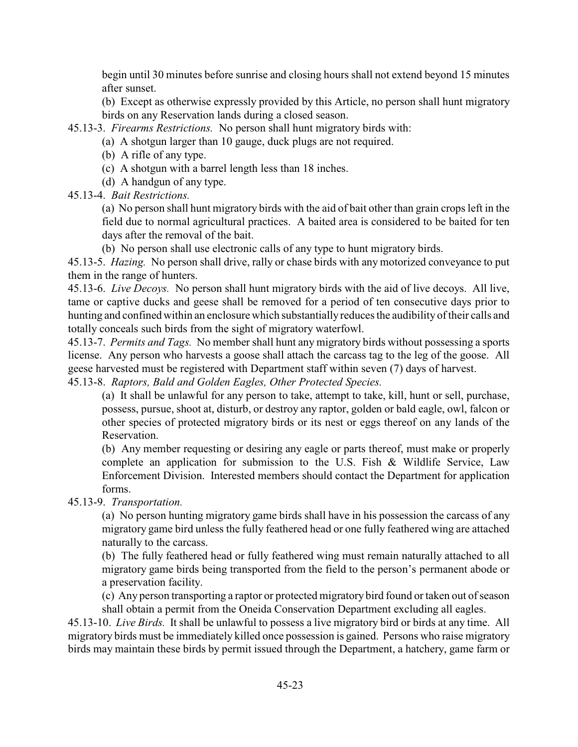begin until 30 minutes before sunrise and closing hours shall not extend beyond 15 minutes after sunset.

(b) Except as otherwise expressly provided by this Article, no person shall hunt migratory birds on any Reservation lands during a closed season.

45.13-3. *Firearms Restrictions.* No person shall hunt migratory birds with:

(a) A shotgun larger than 10 gauge, duck plugs are not required.

(b) A rifle of any type.

(c) A shotgun with a barrel length less than 18 inches.

(d) A handgun of any type.

45.13-4. *Bait Restrictions.*

(a) No person shall hunt migratory birds with the aid of bait other than grain crops left in the field due to normal agricultural practices. A baited area is considered to be baited for ten days after the removal of the bait.

(b) No person shall use electronic calls of any type to hunt migratory birds.

45.13-5. *Hazing.* No person shall drive, rally or chase birds with any motorized conveyance to put them in the range of hunters.

45.13-6. *Live Decoys.* No person shall hunt migratory birds with the aid of live decoys. All live, tame or captive ducks and geese shall be removed for a period of ten consecutive days prior to hunting and confined within an enclosure which substantially reduces the audibility of their calls and totally conceals such birds from the sight of migratory waterfowl.

45.13-7. *Permits and Tags.* No member shall hunt any migratory birds without possessing a sports license. Any person who harvests a goose shall attach the carcass tag to the leg of the goose. All geese harvested must be registered with Department staff within seven (7) days of harvest.

45.13-8. *Raptors, Bald and Golden Eagles, Other Protected Species.*

(a) It shall be unlawful for any person to take, attempt to take, kill, hunt or sell, purchase, possess, pursue, shoot at, disturb, or destroy any raptor, golden or bald eagle, owl, falcon or other species of protected migratory birds or its nest or eggs thereof on any lands of the Reservation.

(b) Any member requesting or desiring any eagle or parts thereof, must make or properly complete an application for submission to the U.S. Fish & Wildlife Service, Law Enforcement Division. Interested members should contact the Department for application forms.

45.13-9. *Transportation.*

(a) No person hunting migratory game birds shall have in his possession the carcass of any migratory game bird unless the fully feathered head or one fully feathered wing are attached naturally to the carcass.

(b) The fully feathered head or fully feathered wing must remain naturally attached to all migratory game birds being transported from the field to the person's permanent abode or a preservation facility.

(c) Any person transporting a raptor or protected migratory bird found or taken out of season shall obtain a permit from the Oneida Conservation Department excluding all eagles.

45.13-10. *Live Birds.* It shall be unlawful to possess a live migratory bird or birds at any time. All migratory birds must be immediately killed once possession is gained. Persons who raise migratory birds may maintain these birds by permit issued through the Department, a hatchery, game farm or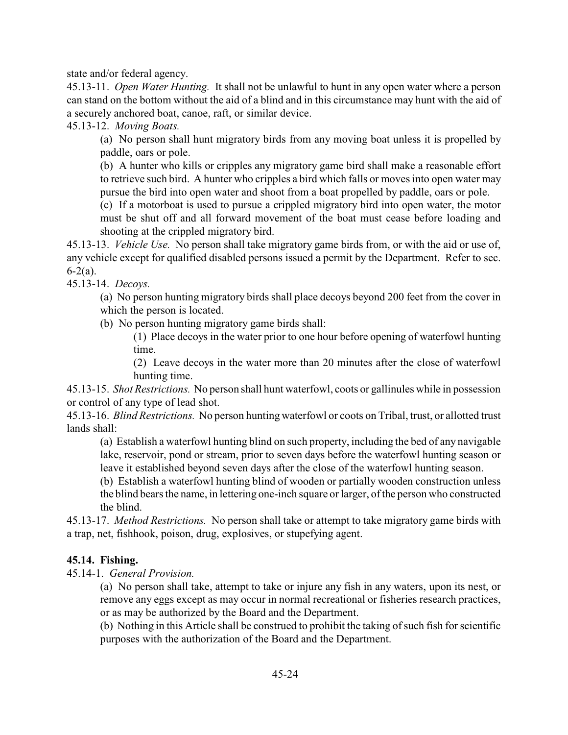state and/or federal agency.

45.13-11. *Open Water Hunting.* It shall not be unlawful to hunt in any open water where a person can stand on the bottom without the aid of a blind and in this circumstance may hunt with the aid of a securely anchored boat, canoe, raft, or similar device.

45.13-12. *Moving Boats.*

(a) No person shall hunt migratory birds from any moving boat unless it is propelled by paddle, oars or pole.

(b) A hunter who kills or cripples any migratory game bird shall make a reasonable effort to retrieve such bird. A hunter who cripples a bird which falls or moves into open water may pursue the bird into open water and shoot from a boat propelled by paddle, oars or pole.

(c) If a motorboat is used to pursue a crippled migratory bird into open water, the motor must be shut off and all forward movement of the boat must cease before loading and shooting at the crippled migratory bird.

45.13-13. *Vehicle Use.* No person shall take migratory game birds from, or with the aid or use of, any vehicle except for qualified disabled persons issued a permit by the Department. Refer to sec. 6-2(a).

45.13-14. *Decoys.*

(a) No person hunting migratory birds shall place decoys beyond 200 feet from the cover in which the person is located.

(b) No person hunting migratory game birds shall:

(1) Place decoys in the water prior to one hour before opening of waterfowl hunting time.

(2) Leave decoys in the water more than 20 minutes after the close of waterfowl hunting time.

45.13-15. *Shot Restrictions.* No person shall hunt waterfowl, coots or gallinules while in possession or control of any type of lead shot.

45.13-16. *Blind Restrictions.* No person hunting waterfowl or coots on Tribal, trust, or allotted trust lands shall:

(a) Establish a waterfowl hunting blind on such property, including the bed of any navigable lake, reservoir, pond or stream, prior to seven days before the waterfowl hunting season or leave it established beyond seven days after the close of the waterfowl hunting season.

(b) Establish a waterfowl hunting blind of wooden or partially wooden construction unless the blind bears the name, in lettering one-inch square or larger, of the person who constructed the blind.

45.13-17. *Method Restrictions.* No person shall take or attempt to take migratory game birds with a trap, net, fishhook, poison, drug, explosives, or stupefying agent.

**45.14. Fishing.**

45.14-1. *General Provision.*

(a) No person shall take, attempt to take or injure any fish in any waters, upon its nest, or remove any eggs except as may occur in normal recreational or fisheries research practices, or as may be authorized by the Board and the Department.

(b) Nothing in this Article shall be construed to prohibit the taking of such fish for scientific purposes with the authorization of the Board and the Department.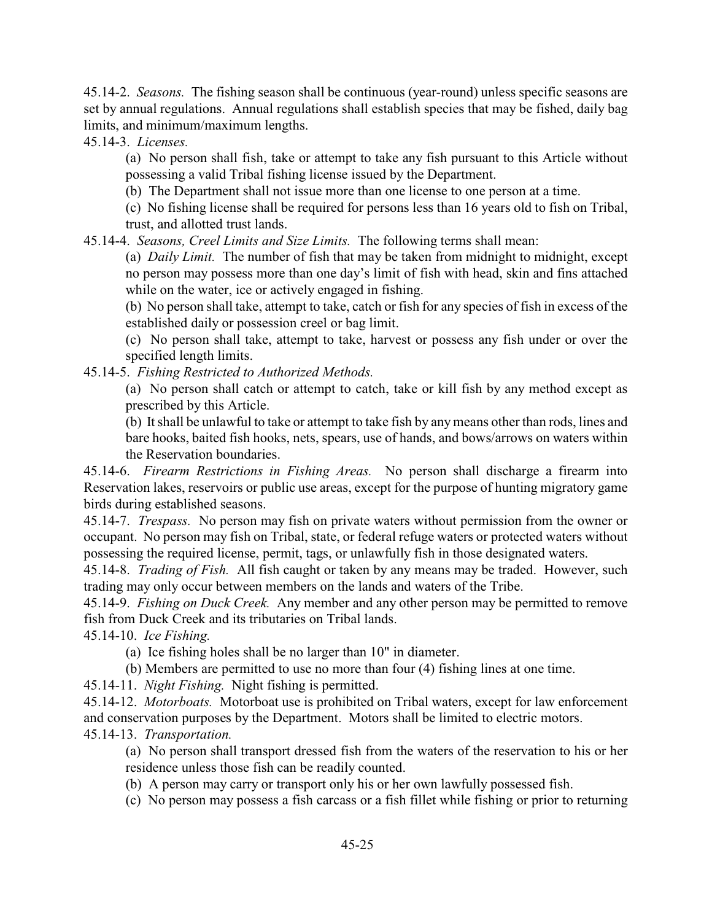45.14-2. *Seasons.* The fishing season shall be continuous (year-round) unless specific seasons are set by annual regulations. Annual regulations shall establish species that may be fished, daily bag limits, and minimum/maximum lengths.

45.14-3. *Licenses.*

(a) No person shall fish, take or attempt to take any fish pursuant to this Article without possessing a valid Tribal fishing license issued by the Department.

(b) The Department shall not issue more than one license to one person at a time.

(c) No fishing license shall be required for persons less than 16 years old to fish on Tribal, trust, and allotted trust lands.

45.14-4. *Seasons, Creel Limits and Size Limits.* The following terms shall mean:

(a) *Daily Limit.* The number of fish that may be taken from midnight to midnight, except no person may possess more than one day's limit of fish with head, skin and fins attached while on the water, ice or actively engaged in fishing.

(b) No person shall take, attempt to take, catch or fish for any species of fish in excess of the established daily or possession creel or bag limit.

(c) No person shall take, attempt to take, harvest or possess any fish under or over the specified length limits.

45.14-5. *Fishing Restricted to Authorized Methods.*

(a) No person shall catch or attempt to catch, take or kill fish by any method except as prescribed by this Article.

(b) It shall be unlawful to take or attempt to take fish by any means other than rods, lines and bare hooks, baited fish hooks, nets, spears, use of hands, and bows/arrows on waters within the Reservation boundaries.

45.14-6. *Firearm Restrictions in Fishing Areas.* No person shall discharge a firearm into Reservation lakes, reservoirs or public use areas, except for the purpose of hunting migratory game birds during established seasons.

45.14-7. *Trespass.* No person may fish on private waters without permission from the owner or occupant. No person may fish on Tribal, state, or federal refuge waters or protected waters without possessing the required license, permit, tags, or unlawfully fish in those designated waters.

45.14-8. *Trading of Fish.* All fish caught or taken by any means may be traded. However, such trading may only occur between members on the lands and waters of the Tribe.

45.14-9. *Fishing on Duck Creek.* Any member and any other person may be permitted to remove fish from Duck Creek and its tributaries on Tribal lands.

45.14-10. *Ice Fishing.*

(a) Ice fishing holes shall be no larger than 10" in diameter.

(b) Members are permitted to use no more than four (4) fishing lines at one time.

45.14-11. *Night Fishing.* Night fishing is permitted.

45.14-12. *Motorboats.* Motorboat use is prohibited on Tribal waters, except for law enforcement and conservation purposes by the Department. Motors shall be limited to electric motors.

45.14-13. *Transportation.*

(a) No person shall transport dressed fish from the waters of the reservation to his or her residence unless those fish can be readily counted.

(b) A person may carry or transport only his or her own lawfully possessed fish.

(c) No person may possess a fish carcass or a fish fillet while fishing or prior to returning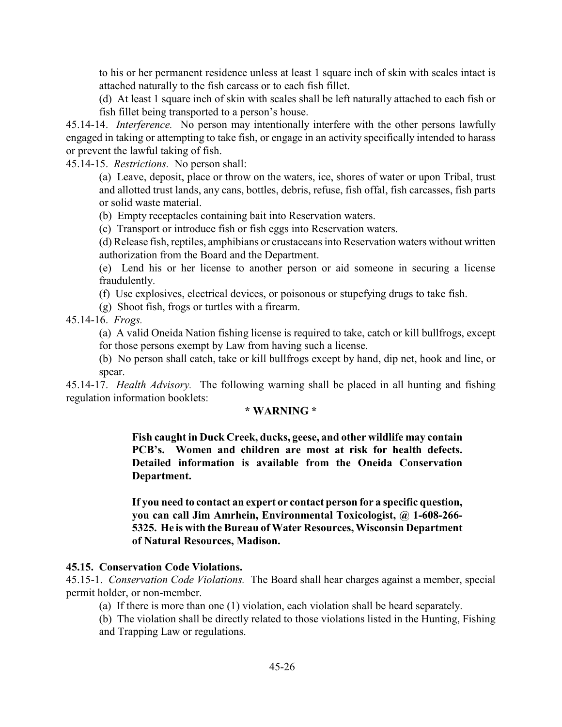to his or her permanent residence unless at least 1 square inch of skin with scales intact is attached naturally to the fish carcass or to each fish fillet.

(d) At least 1 square inch of skin with scales shall be left naturally attached to each fish or fish fillet being transported to a person's house.

45.14-14. *Interference.* No person may intentionally interfere with the other persons lawfully engaged in taking or attempting to take fish, or engage in an activity specifically intended to harass or prevent the lawful taking of fish.

45.14-15. *Restrictions.* No person shall:

(a) Leave, deposit, place or throw on the waters, ice, shores of water or upon Tribal, trust and allotted trust lands, any cans, bottles, debris, refuse, fish offal, fish carcasses, fish parts or solid waste material.

(b) Empty receptacles containing bait into Reservation waters.

(c) Transport or introduce fish or fish eggs into Reservation waters.

(d) Release fish, reptiles, amphibians or crustaceans into Reservation waters without written authorization from the Board and the Department.

(e) Lend his or her license to another person or aid someone in securing a license fraudulently.

(f) Use explosives, electrical devices, or poisonous or stupefying drugs to take fish.

(g) Shoot fish, frogs or turtles with a firearm.

45.14-16. *Frogs.*

(a) A valid Oneida Nation fishing license is required to take, catch or kill bullfrogs, except for those persons exempt by Law from having such a license.

(b) No person shall catch, take or kill bullfrogs except by hand, dip net, hook and line, or spear.

45.14-17. *Health Advisory.* The following warning shall be placed in all hunting and fishing regulation information booklets:

**\* WARNING \***

**Fish caught in Duck Creek, ducks, geese, and other wildlife may contain PCB's. Women and children are most at risk for health defects. Detailed information is available from the Oneida Conservation Department.**

**If you need to contact an expert or contact person for a specific question, you can call Jim Amrhein, Environmental Toxicologist, @ 1-608-266-5325. He is with the Bureau of Water Resources, Wisconsin Department of Natural Resources, Madison.**

**45.15. Conservation Code Violations.**

45.15-1. *Conservation Code Violations.* The Board shall hear charges against a member, special permit holder, or non-member.

(a) If there is more than one (1) violation, each violation shall be heard separately.

(b) The violation shall be directly related to those violations listed in the Hunting, Fishing and Trapping Law or regulations.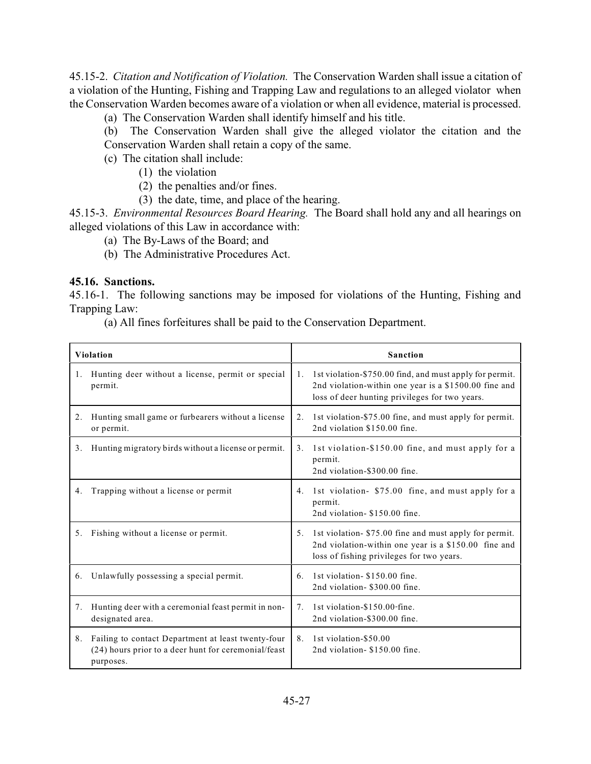45.15-2. *Citation and Notification of Violation.* The Conservation Warden shall issue a citation of a violation of the Hunting, Fishing and Trapping Law and regulations to an alleged violator when the Conservation Warden becomes aware of a violation or when all evidence, material is processed.

(a) The Conservation Warden shall identify himself and his title.

(b) The Conservation Warden shall give the alleged violator the citation and the Conservation Warden shall retain a copy of the same.

(c) The citation shall include:

(1) the violation

(2) the penalties and/or fines.

(3) the date, time, and place of the hearing.

45.15-3. *Environmental Resources Board Hearing.* The Board shall hold any and all hearings on alleged violations of this Law in accordance with:

(a) The By-Laws of the Board; and

(b) The Administrative Procedures Act.

**45.16. Sanctions.**

45.16-1. The following sanctions may be imposed for violations of the Hunting, Fishing and Trapping Law:

(a) All fines forfeitures shall be paid to the Conservation Department.

| Violation | Sanction |
|---|---|
| 1. Hunting deer without a license, permit or special permit. | 1. 1st violation-$750.00 find, and must apply for permit. 2nd violation-within one year is a $1500.00 fine and loss of deer hunting privileges for two years. |
| 2. Hunting small game or furbearers without a license or permit. | 2. 1st violation-$75.00 fine, and must apply for permit. 2nd violation $150.00 fine. |
| 3. Hunting migratory birds without a license or permit. | 3. 1st violation-$150.00 fine, and must apply for a permit. 2nd violation-$300.00 fine. |
| 4. Trapping without a license or permit | 4. 1st violation- $75.00 fine, and must apply for a permit. 2nd violation- $150.00 fine. |
| 5. Fishing without a license or permit. | 5. 1st violation- $75.00 fine and must apply for permit. 2nd violation-within one year is a $150.00 fine and loss of fishing privileges for two years. |
| 6. Unlawfully possessing a special permit. | 6. 1st violation- $150.00 fine. 2nd violation- $300.00 fine. |
| 7. Hunting deer with a ceremonial feast permit in non-designated area. | 7. 1st violation-$150.00-fine. 2nd violation-$300.00 fine. |
| 8. Failing to contact Department at least twenty-four (24) hours prior to a deer hunt for ceremonial/feast purposes. | 8. 1st violation-$50.00 2nd violation- $150.00 fine. |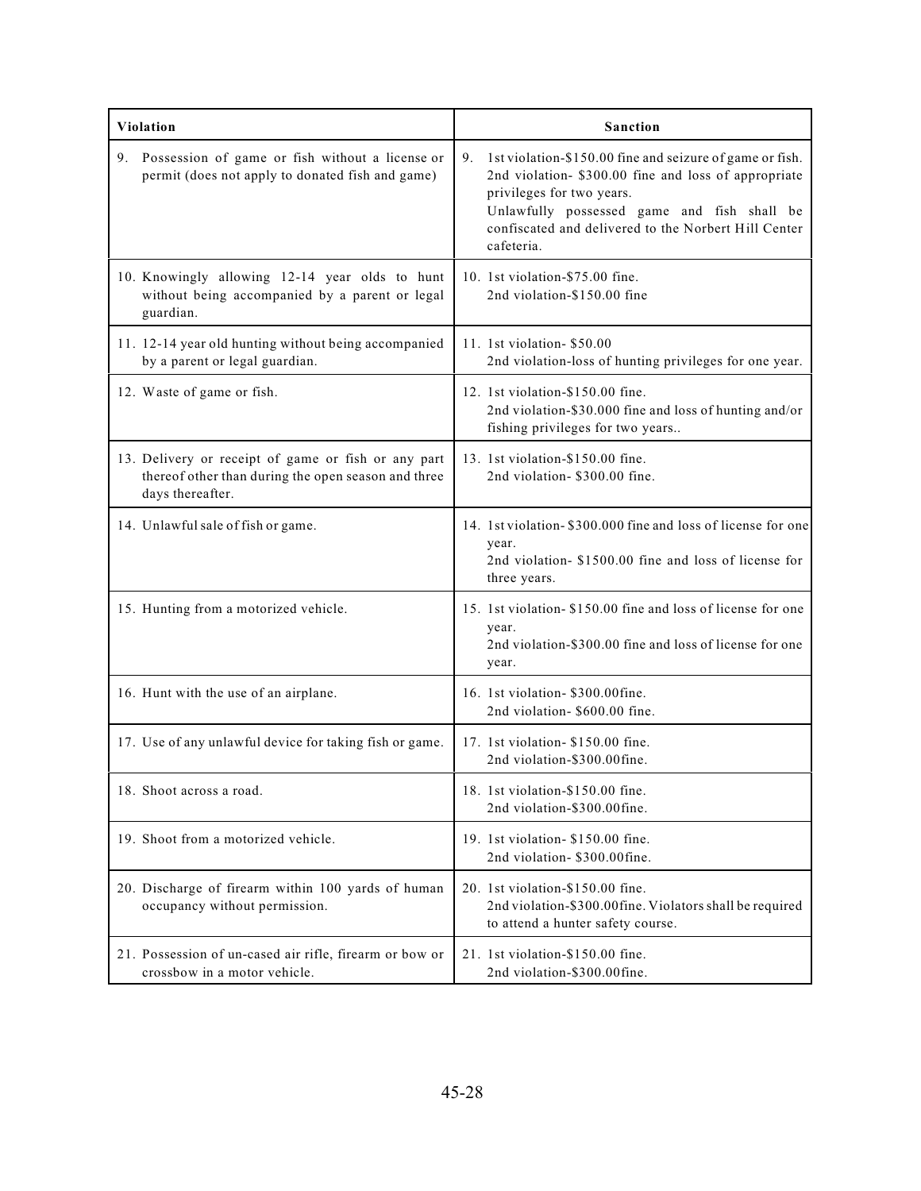| Violation | Sanction |
|---|---|
| 9. Possession of game or fish without a license or permit (does not apply to donated fish and game) | 9. 1st violation-$150.00 fine and seizure of game or fish. 2nd violation- $300.00 fine and loss of appropriate privileges for two years. Unlawfully possessed game and fish shall be confiscated and delivered to the Norbert Hill Center cafeteria. |
| 10. Knowingly allowing 12-14 year olds to hunt without being accompanied by a parent or legal guardian. | 10. 1st violation-$75.00 fine. 2nd violation-$150.00 fine |
| 11. 12-14 year old hunting without being accompanied by a parent or legal guardian. | 11. 1st violation- $50.00 2nd violation-loss of hunting privileges for one year. |
| 12. Waste of game or fish. | 12. 1st violation-$150.00 fine. 2nd violation-$30.000 fine and loss of hunting and/or fishing privileges for two years.. |
| 13. Delivery or receipt of game or fish or any part thereof other than during the open season and three days thereafter. | 13. 1st violation-$150.00 fine. 2nd violation- $300.00 fine. |
| 14. Unlawful sale of fish or game. | 14. 1st violation- $300.000 fine and loss of license for one year. 2nd violation- $1500.00 fine and loss of license for three years. |
| 15. Hunting from a motorized vehicle. | 15. 1st violation- $150.00 fine and loss of license for one year. 2nd violation-$300.00 fine and loss of license for one year. |
| 16. Hunt with the use of an airplane. | 16. 1st violation- $300.00fine. 2nd violation- $600.00 fine. |
| 17. Use of any unlawful device for taking fish or game. | 17. 1st violation- $150.00 fine. 2nd violation-$300.00fine. |
| 18. Shoot across a road. | 18. 1st violation-$150.00 fine. 2nd violation-$300.00fine. |
| 19. Shoot from a motorized vehicle. | 19. 1st violation- $150.00 fine. 2nd violation- $300.00fine. |
| 20. Discharge of firearm within 100 yards of human occupancy without permission. | 20. 1st violation-$150.00 fine. 2nd violation-$300.00fine. Violators shall be required to attend a hunter safety course. |
| 21. Possession of un-cased air rifle, firearm or bow or crossbow in a motor vehicle. | 21. 1st violation-$150.00 fine. 2nd violation-$300.00fine. |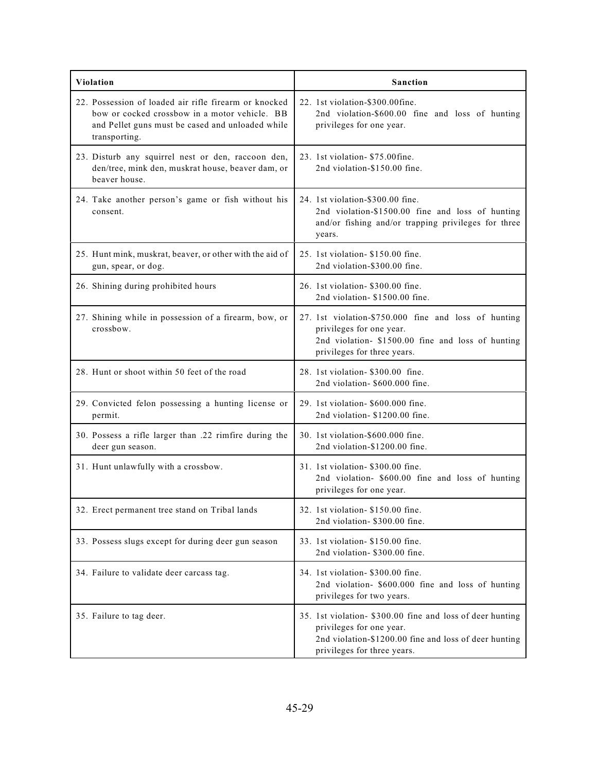| Violation | Sanction |
|---|---|
| 22. Possession of loaded air rifle firearm or knocked bow or cocked crossbow in a motor vehicle. BB and Pellet guns must be cased and unloaded while transporting. | 22. 1st violation-$300.00fine.<br>2nd violation-$600.00 fine and loss of hunting privileges for one year. |
| 23. Disturb any squirrel nest or den, raccoon den, den/tree, mink den, muskrat house, beaver dam, or beaver house. | 23. 1st violation- $75.00fine.<br>2nd violation-$150.00 fine. |
| 24. Take another person's game or fish without his consent. | 24. 1st violation-$300.00 fine.<br>2nd violation-$1500.00 fine and loss of hunting and/or fishing and/or trapping privileges for three years. |
| 25. Hunt mink, muskrat, beaver, or other with the aid of gun, spear, or dog. | 25. 1st violation- $150.00 fine.<br>2nd violation-$300.00 fine. |
| 26. Shining during prohibited hours | 26. 1st violation- $300.00 fine.<br>2nd violation- $1500.00 fine. |
| 27. Shining while in possession of a firearm, bow, or crossbow. | 27. 1st violation-$750.000 fine and loss of hunting privileges for one year.<br>2nd violation- $1500.00 fine and loss of hunting privileges for three years. |
| 28. Hunt or shoot within 50 feet of the road | 28. 1st violation- $300.00 fine.<br>2nd violation- $600.000 fine. |
| 29. Convicted felon possessing a hunting license or permit. | 29. 1st violation- $600.000 fine.<br>2nd violation- $1200.00 fine. |
| 30. Possess a rifle larger than .22 rimfire during the deer gun season. | 30. 1st violation-$600.000 fine.<br>2nd violation-$1200.00 fine. |
| 31. Hunt unlawfully with a crossbow. | 31. 1st violation- $300.00 fine.<br>2nd violation- $600.00 fine and loss of hunting privileges for one year. |
| 32. Erect permanent tree stand on Tribal lands | 32. 1st violation- $150.00 fine.<br>2nd violation- $300.00 fine. |
| 33. Possess slugs except for during deer gun season | 33. 1st violation- $150.00 fine.<br>2nd violation- $300.00 fine. |
| 34. Failure to validate deer carcass tag. | 34. 1st violation- $300.00 fine.<br>2nd violation- $600.000 fine and loss of hunting privileges for two years. |
| 35. Failure to tag deer. | 35. 1st violation- $300.00 fine and loss of deer hunting privileges for one year.<br>2nd violation-$1200.00 fine and loss of deer hunting privileges for three years. |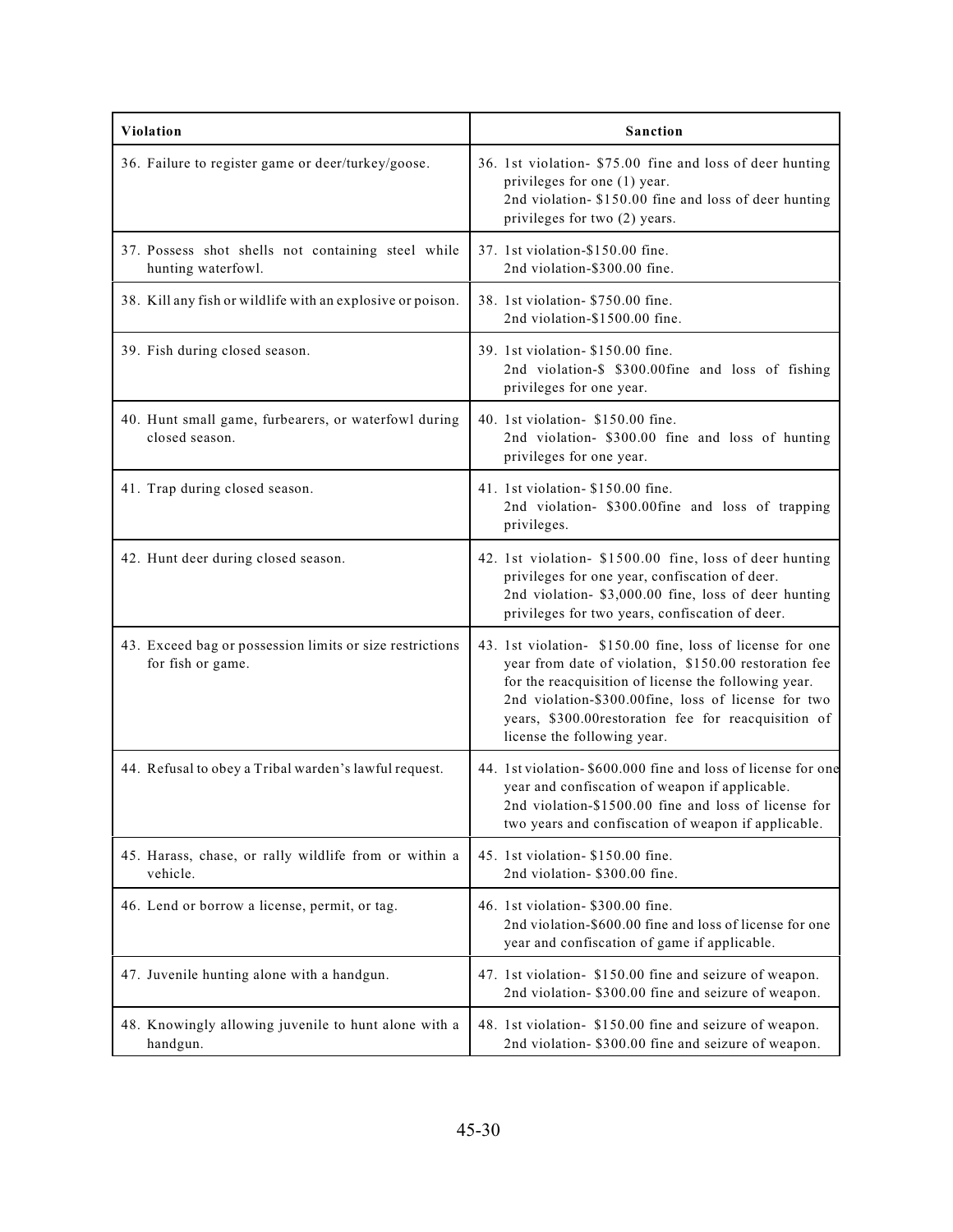| Violation | Sanction |
|---|---|
| 36. Failure to register game or deer/turkey/goose. | 36. 1st violation- $75.00 fine and loss of deer hunting privileges for one (1) year.<br>2nd violation- $150.00 fine and loss of deer hunting privileges for two (2) years. |
| 37. Possess shot shells not containing steel while hunting waterfowl. | 37. 1st violation-$150.00 fine.<br>2nd violation-$300.00 fine. |
| 38. Kill any fish or wildlife with an explosive or poison. | 38. 1st violation- $750.00 fine.<br>2nd violation-$1500.00 fine. |
| 39. Fish during closed season. | 39. 1st violation- $150.00 fine.<br>2nd violation-$ $300.00fine and loss of fishing privileges for one year. |
| 40. Hunt small game, furbearers, or waterfowl during closed season. | 40. 1st violation- $150.00 fine.<br>2nd violation- $300.00 fine and loss of hunting privileges for one year. |
| 41. Trap during closed season. | 41. 1st violation- $150.00 fine.<br>2nd violation- $300.00fine and loss of trapping privileges. |
| 42. Hunt deer during closed season. | 42. 1st violation- $1500.00 fine, loss of deer hunting privileges for one year, confiscation of deer.<br>2nd violation- $3,000.00 fine, loss of deer hunting privileges for two years, confiscation of deer. |
| 43. Exceed bag or possession limits or size restrictions for fish or game. | 43. 1st violation- $150.00 fine, loss of license for one year from date of violation, $150.00 restoration fee for the reacquisition of license the following year.<br>2nd violation-$300.00fine, loss of license for two years, $300.00restoration fee for reacquisition of license the following year. |
| 44. Refusal to obey a Tribal warden's lawful request. | 44. 1st violation- $600.000 fine and loss of license for one year and confiscation of weapon if applicable.<br>2nd violation-$1500.00 fine and loss of license for two years and confiscation of weapon if applicable. |
| 45. Harass, chase, or rally wildlife from or within a vehicle. | 45. 1st violation- $150.00 fine.<br>2nd violation- $300.00 fine. |
| 46. Lend or borrow a license, permit, or tag. | 46. 1st violation- $300.00 fine.<br>2nd violation-$600.00 fine and loss of license for one year and confiscation of game if applicable. |
| 47. Juvenile hunting alone with a handgun. | 47. 1st violation- $150.00 fine and seizure of weapon.<br>2nd violation- $300.00 fine and seizure of weapon. |
| 48. Knowingly allowing juvenile to hunt alone with a handgun. | 48. 1st violation- $150.00 fine and seizure of weapon.<br>2nd violation- $300.00 fine and seizure of weapon. |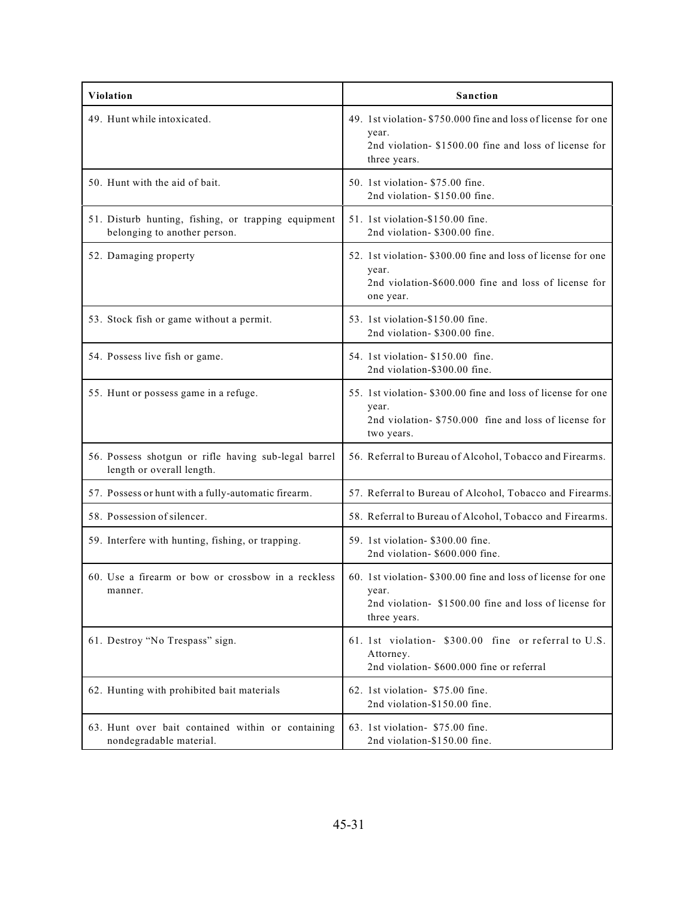| Violation | Sanction |
|---|---|
| 49. Hunt while intoxicated. | 49. 1st violation- $750.000 fine and loss of license for one year.<br>2nd violation- $1500.00 fine and loss of license for three years. |
| 50. Hunt with the aid of bait. | 50. 1st violation- $75.00 fine.<br>2nd violation- $150.00 fine. |
| 51. Disturb hunting, fishing, or trapping equipment belonging to another person. | 51. 1st violation-$150.00 fine.<br>2nd violation- $300.00 fine. |
| 52. Damaging property | 52. 1st violation- $300.00 fine and loss of license for one year.<br>2nd violation-$600.000 fine and loss of license for one year. |
| 53. Stock fish or game without a permit. | 53. 1st violation-$150.00 fine.<br>2nd violation- $300.00 fine. |
| 54. Possess live fish or game. | 54. 1st violation- $150.00 fine.<br>2nd violation-$300.00 fine. |
| 55. Hunt or possess game in a refuge. | 55. 1st violation- $300.00 fine and loss of license for one year.<br>2nd violation- $750.000 fine and loss of license for two years. |
| 56. Possess shotgun or rifle having sub-legal barrel length or overall length. | 56. Referral to Bureau of Alcohol, Tobacco and Firearms. |
| 57. Possess or hunt with a fully-automatic firearm. | 57. Referral to Bureau of Alcohol, Tobacco and Firearms. |
| 58. Possession of silencer. | 58. Referral to Bureau of Alcohol, Tobacco and Firearms. |
| 59. Interfere with hunting, fishing, or trapping. | 59. 1st violation- $300.00 fine.<br>2nd violation- $600.000 fine. |
| 60. Use a firearm or bow or crossbow in a reckless manner. | 60. 1st violation- $300.00 fine and loss of license for one year.<br>2nd violation- $1500.00 fine and loss of license for three years. |
| 61. Destroy "No Trespass" sign. | 61. 1st violation- $300.00 fine or referral to U.S. Attorney.<br>2nd violation- $600.000 fine or referral |
| 62. Hunting with prohibited bait materials | 62. 1st violation- $75.00 fine.<br>2nd violation-$150.00 fine. |
| 63. Hunt over bait contained within or containing nondegradable material. | 63. 1st violation- $75.00 fine.<br>2nd violation-$150.00 fine. |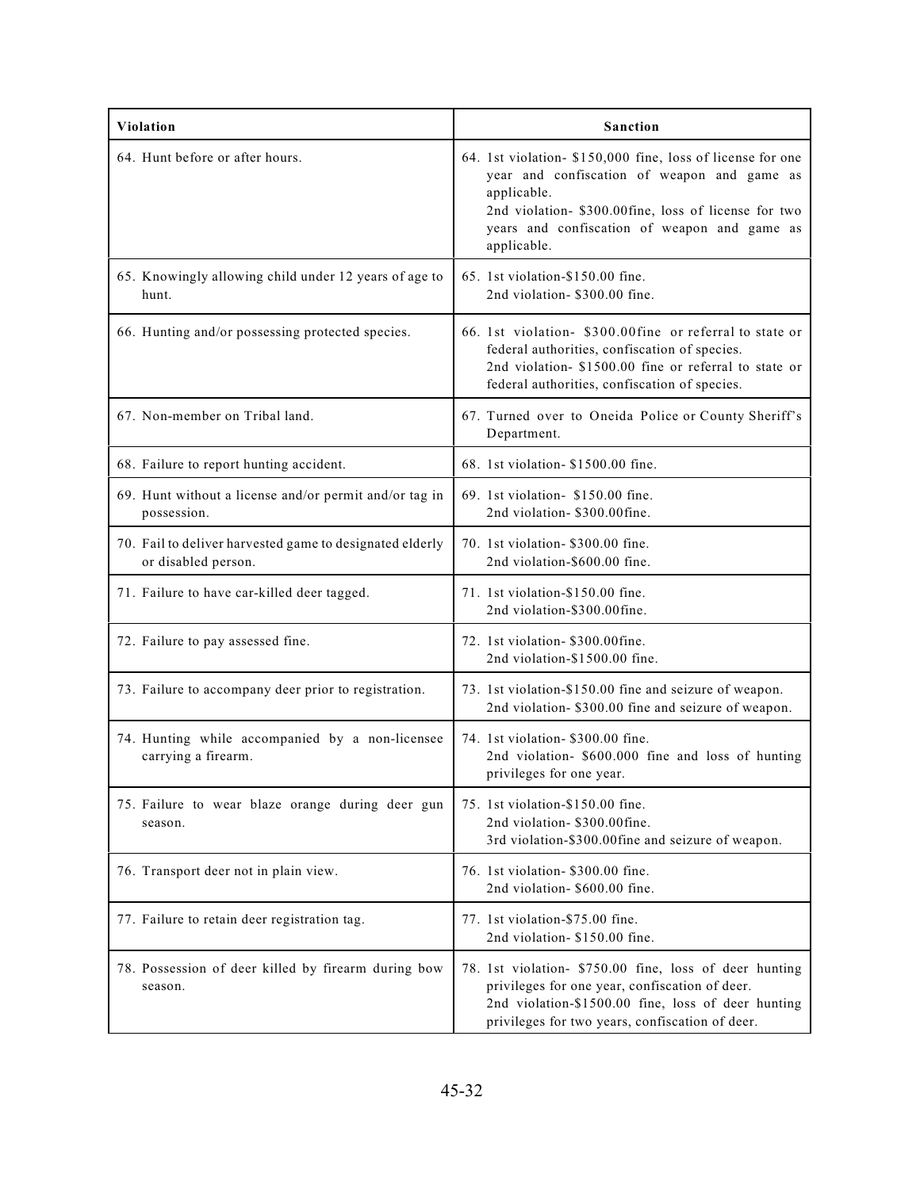| Violation | Sanction |
|---|---|
| 64. Hunt before or after hours. | 64. 1st violation- $150,000 fine, loss of license for one year and confiscation of weapon and game as applicable.<br>2nd violation- $300.00fine, loss of license for two years and confiscation of weapon and game as applicable. |
| 65. Knowingly allowing child under 12 years of age to hunt. | 65. 1st violation-$150.00 fine.<br>2nd violation- $300.00 fine. |
| 66. Hunting and/or possessing protected species. | 66. 1st violation- $300.00fine or referral to state or federal authorities, confiscation of species.<br>2nd violation- $1500.00 fine or referral to state or federal authorities, confiscation of species. |
| 67. Non-member on Tribal land. | 67. Turned over to Oneida Police or County Sheriff's Department. |
| 68. Failure to report hunting accident. | 68. 1st violation- $1500.00 fine. |
| 69. Hunt without a license and/or permit and/or tag in possession. | 69. 1st violation- $150.00 fine.<br>2nd violation- $300.00fine. |
| 70. Fail to deliver harvested game to designated elderly or disabled person. | 70. 1st violation- $300.00 fine.<br>2nd violation-$600.00 fine. |
| 71. Failure to have car-killed deer tagged. | 71. 1st violation-$150.00 fine.<br>2nd violation-$300.00fine. |
| 72. Failure to pay assessed fine. | 72. 1st violation- $300.00fine.<br>2nd violation-$1500.00 fine. |
| 73. Failure to accompany deer prior to registration. | 73. 1st violation-$150.00 fine and seizure of weapon.<br>2nd violation- $300.00 fine and seizure of weapon. |
| 74. Hunting while accompanied by a non-licensee carrying a firearm. | 74. 1st violation- $300.00 fine.<br>2nd violation- $600.000 fine and loss of hunting privileges for one year. |
| 75. Failure to wear blaze orange during deer gun season. | 75. 1st violation-$150.00 fine.<br>2nd violation- $300.00fine.<br>3rd violation-$300.00fine and seizure of weapon. |
| 76. Transport deer not in plain view. | 76. 1st violation- $300.00 fine.<br>2nd violation- $600.00 fine. |
| 77. Failure to retain deer registration tag. | 77. 1st violation-$75.00 fine.<br>2nd violation- $150.00 fine. |
| 78. Possession of deer killed by firearm during bow season. | 78. 1st violation- $750.00 fine, loss of deer hunting privileges for one year, confiscation of deer.<br>2nd violation-$1500.00 fine, loss of deer hunting privileges for two years, confiscation of deer. |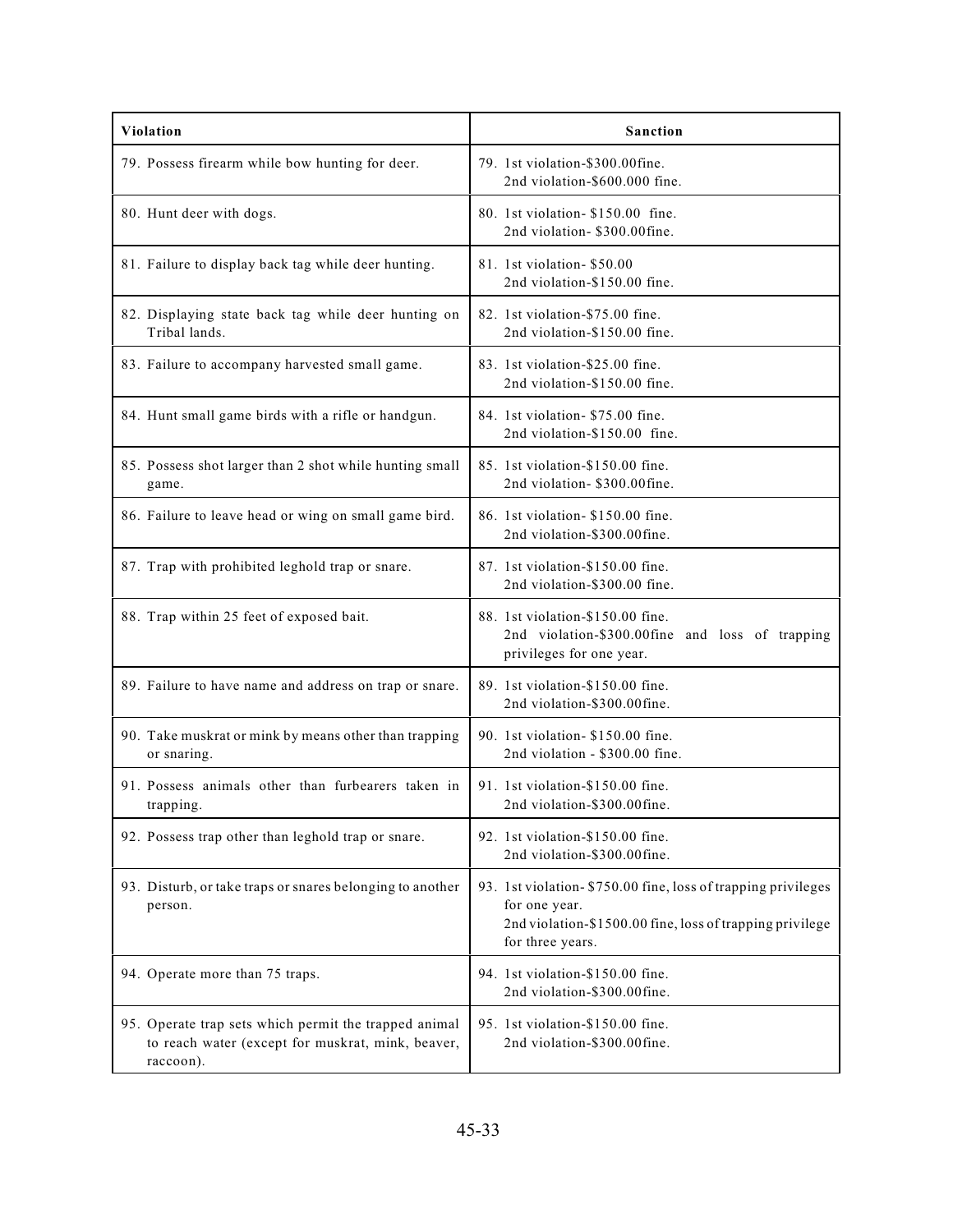| **Violation** | **Sanction** |
|---|---|
| 79. Possess firearm while bow hunting for deer. | 79. 1st violation-$300.00fine.<br>2nd violation-$600.000 fine. |
| 80. Hunt deer with dogs. | 80. 1st violation- $150.00 fine.<br>2nd violation- $300.00fine. |
| 81. Failure to display back tag while deer hunting. | 81. 1st violation- $50.00<br>2nd violation-$150.00 fine. |
| 82. Displaying state back tag while deer hunting on Tribal lands. | 82. 1st violation-$75.00 fine.<br>2nd violation-$150.00 fine. |
| 83. Failure to accompany harvested small game. | 83. 1st violation-$25.00 fine.<br>2nd violation-$150.00 fine. |
| 84. Hunt small game birds with a rifle or handgun. | 84. 1st violation- $75.00 fine.<br>2nd violation-$150.00 fine. |
| 85. Possess shot larger than 2 shot while hunting small game. | 85. 1st violation-$150.00 fine.<br>2nd violation- $300.00fine. |
| 86. Failure to leave head or wing on small game bird. | 86. 1st violation- $150.00 fine.<br>2nd violation-$300.00fine. |
| 87. Trap with prohibited leghold trap or snare. | 87. 1st violation-$150.00 fine.<br>2nd violation-$300.00 fine. |
| 88. Trap within 25 feet of exposed bait. | 88. 1st violation-$150.00 fine.<br>2nd violation-$300.00fine and loss of trapping privileges for one year. |
| 89. Failure to have name and address on trap or snare. | 89. 1st violation-$150.00 fine.<br>2nd violation-$300.00fine. |
| 90. Take muskrat or mink by means other than trapping or snaring. | 90. 1st violation- $150.00 fine.<br>2nd violation - $300.00 fine. |
| 91. Possess animals other than furbearers taken in trapping. | 91. 1st violation-$150.00 fine.<br>2nd violation-$300.00fine. |
| 92. Possess trap other than leghold trap or snare. | 92. 1st violation-$150.00 fine.<br>2nd violation-$300.00fine. |
| 93. Disturb, or take traps or snares belonging to another person. | 93. 1st violation- $750.00 fine, loss of trapping privileges for one year.<br>2nd violation-$1500.00 fine, loss of trapping privilege for three years. |
| 94. Operate more than 75 traps. | 94. 1st violation-$150.00 fine.<br>2nd violation-$300.00fine. |
| 95. Operate trap sets which permit the trapped animal to reach water (except for muskrat, mink, beaver, raccoon). | 95. 1st violation-$150.00 fine.<br>2nd violation-$300.00fine. |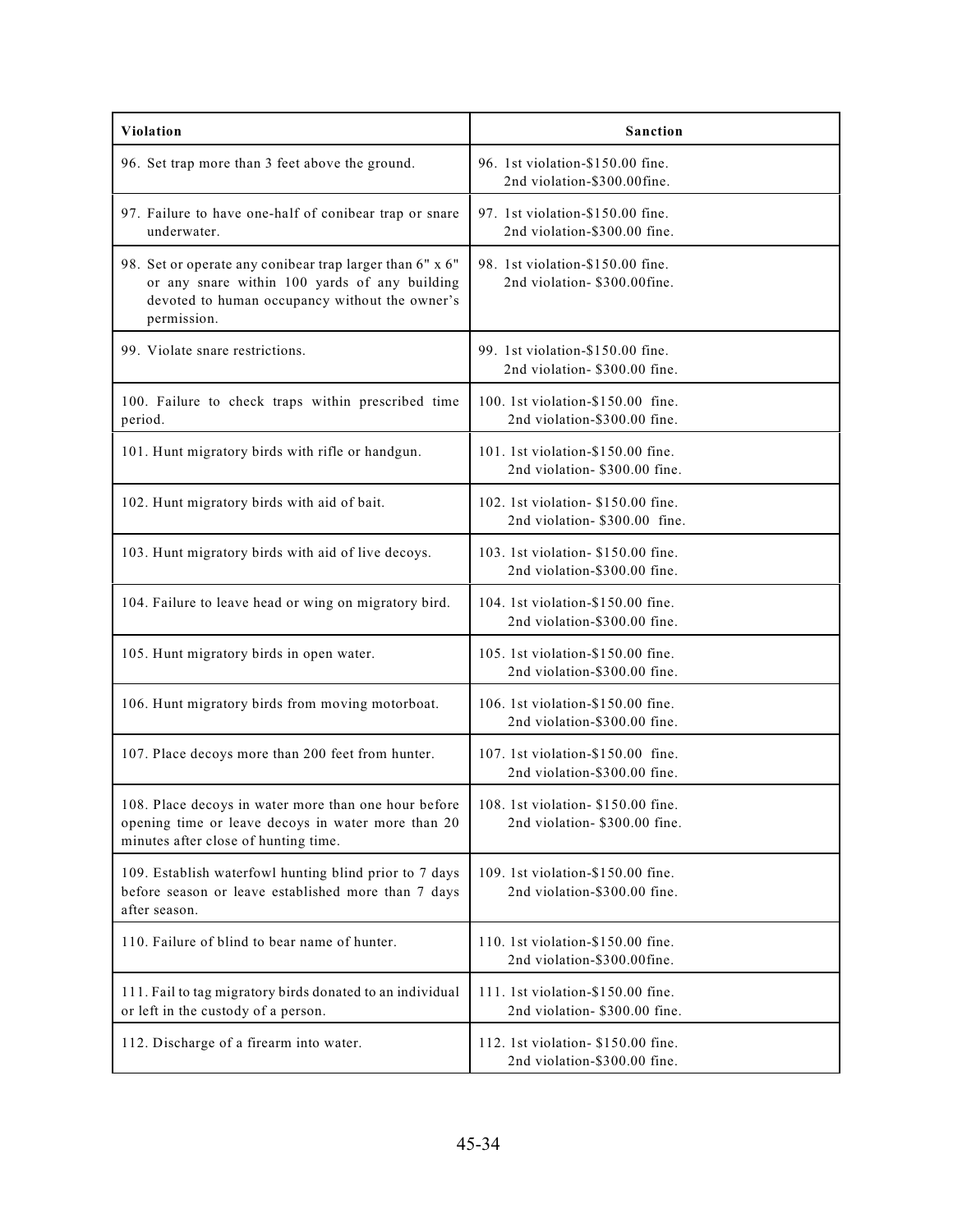| Violation | Sanction |
| --- | --- |
| 96. Set trap more than 3 feet above the ground. | 96. 1st violation-$150.00 fine. 2nd violation-$300.00fine. |
| 97. Failure to have one-half of conibear trap or snare underwater. | 97. 1st violation-$150.00 fine. 2nd violation-$300.00 fine. |
| 98. Set or operate any conibear trap larger than 6" x 6" or any snare within 100 yards of any building devoted to human occupancy without the owner's permission. | 98. 1st violation-$150.00 fine. 2nd violation- $300.00fine. |
| 99. Violate snare restrictions. | 99. 1st violation-$150.00 fine. 2nd violation- $300.00 fine. |
| 100. Failure to check traps within prescribed time period. | 100. 1st violation-$150.00 fine. 2nd violation-$300.00 fine. |
| 101. Hunt migratory birds with rifle or handgun. | 101. 1st violation-$150.00 fine. 2nd violation- $300.00 fine. |
| 102. Hunt migratory birds with aid of bait. | 102. 1st violation- $150.00 fine. 2nd violation- $300.00 fine. |
| 103. Hunt migratory birds with aid of live decoys. | 103. 1st violation- $150.00 fine. 2nd violation-$300.00 fine. |
| 104. Failure to leave head or wing on migratory bird. | 104. 1st violation-$150.00 fine. 2nd violation-$300.00 fine. |
| 105. Hunt migratory birds in open water. | 105. 1st violation-$150.00 fine. 2nd violation-$300.00 fine. |
| 106. Hunt migratory birds from moving motorboat. | 106. 1st violation-$150.00 fine. 2nd violation-$300.00 fine. |
| 107. Place decoys more than 200 feet from hunter. | 107. 1st violation-$150.00 fine. 2nd violation-$300.00 fine. |
| 108. Place decoys in water more than one hour before opening time or leave decoys in water more than 20 minutes after close of hunting time. | 108. 1st violation- $150.00 fine. 2nd violation- $300.00 fine. |
| 109. Establish waterfowl hunting blind prior to 7 days before season or leave established more than 7 days after season. | 109. 1st violation-$150.00 fine. 2nd violation-$300.00 fine. |
| 110. Failure of blind to bear name of hunter. | 110. 1st violation-$150.00 fine. 2nd violation-$300.00fine. |
| 111. Fail to tag migratory birds donated to an individual or left in the custody of a person. | 111. 1st violation-$150.00 fine. 2nd violation- $300.00 fine. |
| 112. Discharge of a firearm into water. | 112. 1st violation- $150.00 fine. 2nd violation-$300.00 fine. |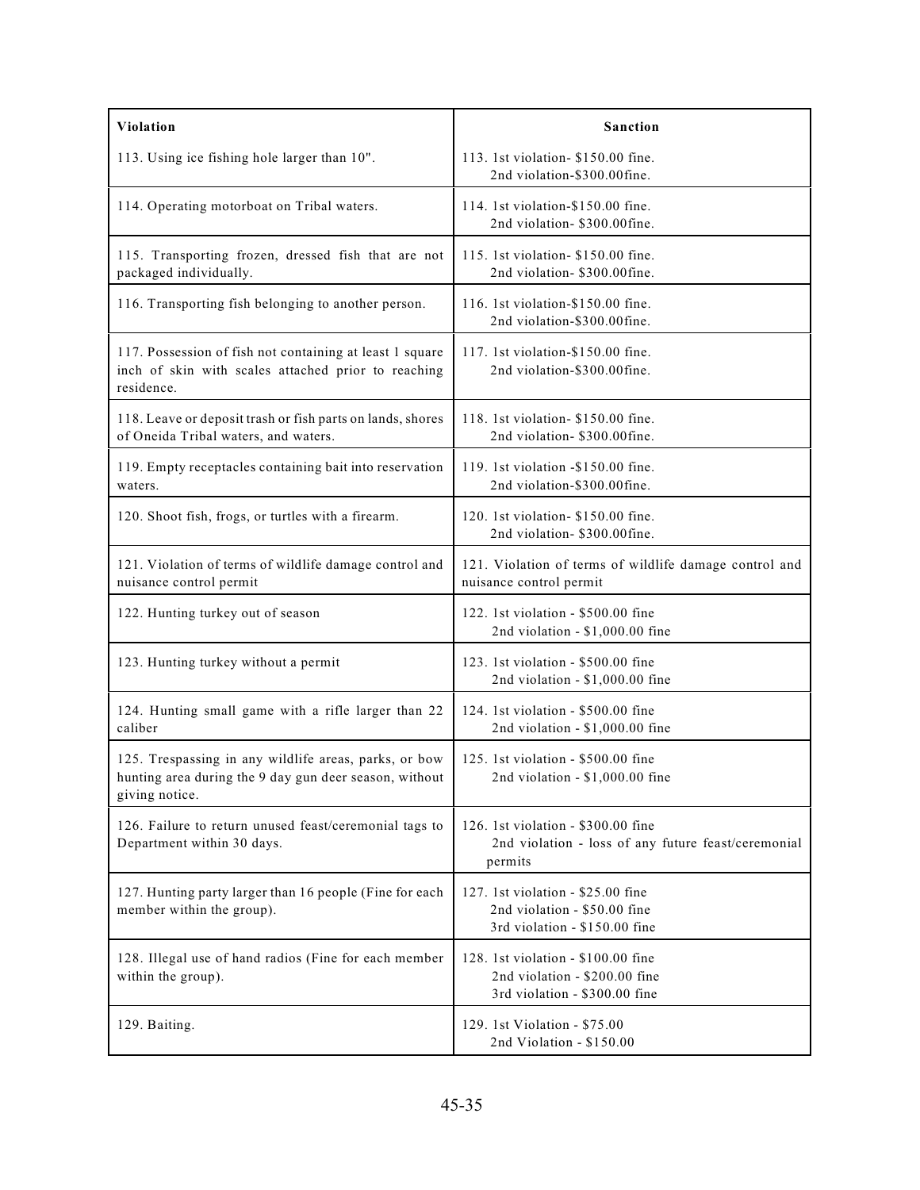| Violation | Sanction |
|---|---|
| 113. Using ice fishing hole larger than 10". | 113. 1st violation- $150.00 fine.<br>2nd violation-$300.00fine. |
| 114. Operating motorboat on Tribal waters. | 114. 1st violation-$150.00 fine.<br>2nd violation- $300.00fine. |
| 115. Transporting frozen, dressed fish that are not packaged individually. | 115. 1st violation- $150.00 fine.<br>2nd violation- $300.00fine. |
| 116. Transporting fish belonging to another person. | 116. 1st violation-$150.00 fine.<br>2nd violation-$300.00fine. |
| 117. Possession of fish not containing at least 1 square inch of skin with scales attached prior to reaching residence. | 117. 1st violation-$150.00 fine.<br>2nd violation-$300.00fine. |
| 118. Leave or deposit trash or fish parts on lands, shores of Oneida Tribal waters, and waters. | 118. 1st violation- $150.00 fine.<br>2nd violation- $300.00fine. |
| 119. Empty receptacles containing bait into reservation waters. | 119. 1st violation -$150.00 fine.<br>2nd violation-$300.00fine. |
| 120. Shoot fish, frogs, or turtles with a firearm. | 120. 1st violation- $150.00 fine.<br>2nd violation- $300.00fine. |
| 121. Violation of terms of wildlife damage control and nuisance control permit | 121. Violation of terms of wildlife damage control and nuisance control permit |
| 122. Hunting turkey out of season | 122. 1st violation - $500.00 fine<br>2nd violation - $1,000.00 fine |
| 123. Hunting turkey without a permit | 123. 1st violation - $500.00 fine<br>2nd violation - $1,000.00 fine |
| 124. Hunting small game with a rifle larger than 22 caliber | 124. 1st violation - $500.00 fine<br>2nd violation - $1,000.00 fine |
| 125. Trespassing in any wildlife areas, parks, or bow hunting area during the 9 day gun deer season, without giving notice. | 125. 1st violation - $500.00 fine<br>2nd violation - $1,000.00 fine |
| 126. Failure to return unused feast/ceremonial tags to Department within 30 days. | 126. 1st violation - $300.00 fine<br>2nd violation - loss of any future feast/ceremonial permits |
| 127. Hunting party larger than 16 people (Fine for each member within the group). | 127. 1st violation - $25.00 fine<br>2nd violation - $50.00 fine<br>3rd violation - $150.00 fine |
| 128. Illegal use of hand radios (Fine for each member within the group). | 128. 1st violation - $100.00 fine<br>2nd violation - $200.00 fine<br>3rd violation - $300.00 fine |
| 129. Baiting. | 129. 1st Violation - $75.00<br>2nd Violation - $150.00 |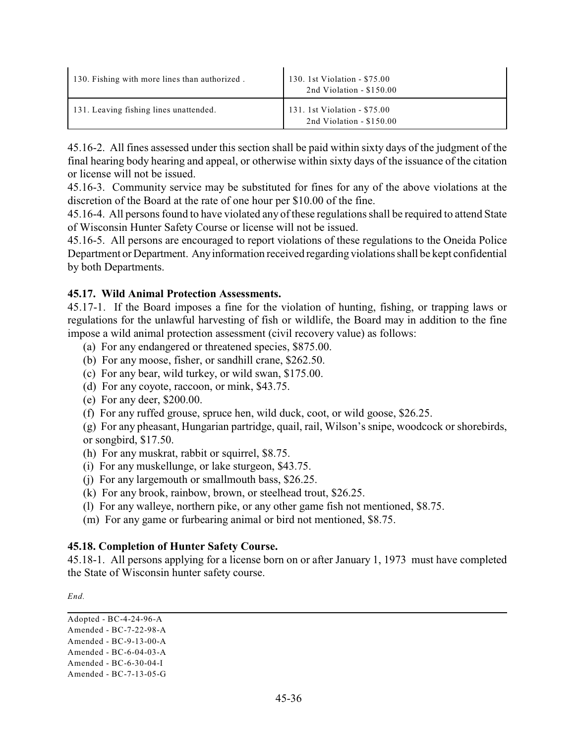| | |
|---|---|
| 130. Fishing with more lines than authorized . | 130. 1st Violation - $75.00<br>2nd Violation - $150.00 |
| 131. Leaving fishing lines unattended. | 131. 1st Violation - $75.00<br>2nd Violation - $150.00 |

45.16-2. All fines assessed under this section shall be paid within sixty days of the judgment of the final hearing body hearing and appeal, or otherwise within sixty days of the issuance of the citation or license will not be issued.
45.16-3. Community service may be substituted for fines for any of the above violations at the discretion of the Board at the rate of one hour per $10.00 of the fine.
45.16-4. All persons found to have violated any of these regulations shall be required to attend State of Wisconsin Hunter Safety Course or license will not be issued.
45.16-5. All persons are encouraged to report violations of these regulations to the Oneida Police Department or Department. Any information received regarding violations shall be kept confidential by both Departments.

### 45.17. Wild Animal Protection Assessments.

45.17-1. If the Board imposes a fine for the violation of hunting, fishing, or trapping laws or regulations for the unlawful harvesting of fish or wildlife, the Board may in addition to the fine impose a wild animal protection assessment (civil recovery value) as follows:
(a) For any endangered or threatened species, $875.00.
(b) For any moose, fisher, or sandhill crane, $262.50.
(c) For any bear, wild turkey, or wild swan, $175.00.
(d) For any coyote, raccoon, or mink, $43.75.
(e) For any deer, $200.00.
(f) For any ruffed grouse, spruce hen, wild duck, coot, or wild goose, $26.25.
(g) For any pheasant, Hungarian partridge, quail, rail, Wilson's snipe, woodcock or shorebirds, or songbird, $17.50.
(h) For any muskrat, rabbit or squirrel, $8.75.
(i) For any muskellunge, or lake sturgeon, $43.75.
(j) For any largemouth or smallmouth bass, $26.25.
(k) For any brook, rainbow, brown, or steelhead trout, $26.25.
(l) For any walleye, northern pike, or any other game fish not mentioned, $8.75.
(m) For any game or furbearing animal or bird not mentioned, $8.75.

### 45.18. Completion of Hunter Safety Course.

45.18-1. All persons applying for a license born on or after January 1, 1973 must have completed the State of Wisconsin hunter safety course.

*End.*

---

Adopted - BC-4-24-96-A
Amended - BC-7-22-98-A
Amended - BC-9-13-00-A
Amended - BC-6-04-03-A
Amended - BC-6-30-04-I
Amended - BC-7-13-05-G